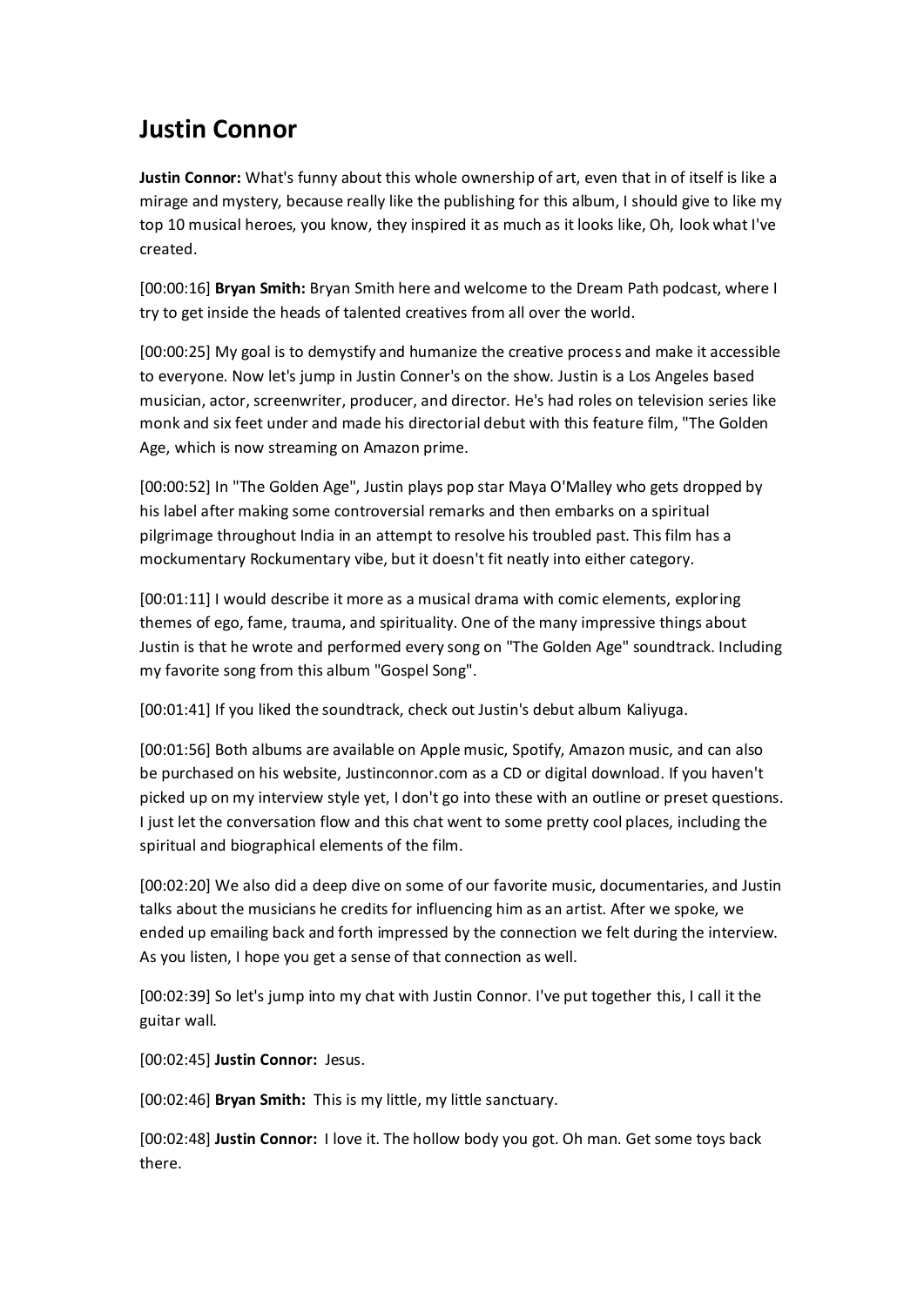# Justin Connor

**Justin Connor:** What's funny about this whole ownership of art, even that in of itself is like a mirage and mystery, because really like the publishing for this album, I should give to like my top 10 musical heroes, you know, they inspired it as much as it looks like, Oh, look what I've created.

[00:00:16] **Bryan Smith:** Bryan Smith here and welcome to the Dream Path podcast, where I try to get inside the heads of talented creatives from all over the world.

[00:00:25] My goal is to demystify and humanize the creative process and make it accessible to everyone. Now let's jump in Justin Conner's on the show. Justin is a Los Angeles based musician, actor, screenwriter, producer, and director. He's had roles on television series like monk and six feet under and made his directorial debut with this feature film, "The Golden Age, which is now streaming on Amazon prime.

[00:00:52] In "The Golden Age", Justin plays pop star Maya O'Malley who gets dropped by his label after making some controversial remarks and then embarks on a spiritual pilgrimage throughout India in an attempt to resolve his troubled past. This film has a mockumentary Rockumentary vibe, but it doesn't fit neatly into either category.

[00:01:11] I would describe it more as a musical drama with comic elements, exploring themes of ego, fame, trauma, and spirituality. One of the many impressive things about Justin is that he wrote and performed every song on "The Golden Age" soundtrack. Including my favorite song from this album "Gospel Song".

[00:01:41] If you liked the soundtrack, check out Justin's debut album Kaliyuga.

[00:01:56] Both albums are available on Apple music, Spotify, Amazon music, and can also be purchased on his website, Justinconnor.com as a CD or digital download. If you haven't picked up on my interview style yet, I don't go into these with an outline or preset questions. I just let the conversation flow and this chat went to some pretty cool places, including the spiritual and biographical elements of the film.

[00:02:20] We also did a deep dive on some of our favorite music, documentaries, and Justin talks about the musicians he credits for influencing him as an artist. After we spoke, we ended up emailing back and forth impressed by the connection we felt during the interview. As you listen, I hope you get a sense of that connection as well.

[00:02:39] So let's jump into my chat with Justin Connor. I've put together this, I call it the guitar wall.

[00:02:45] **Justin Connor:** Jesus.

[00:02:46] **Bryan Smith:** This is my little, my little sanctuary.

[00:02:48] **Justin Connor:** I love it. The hollow body you got. Oh man. Get some toys back there.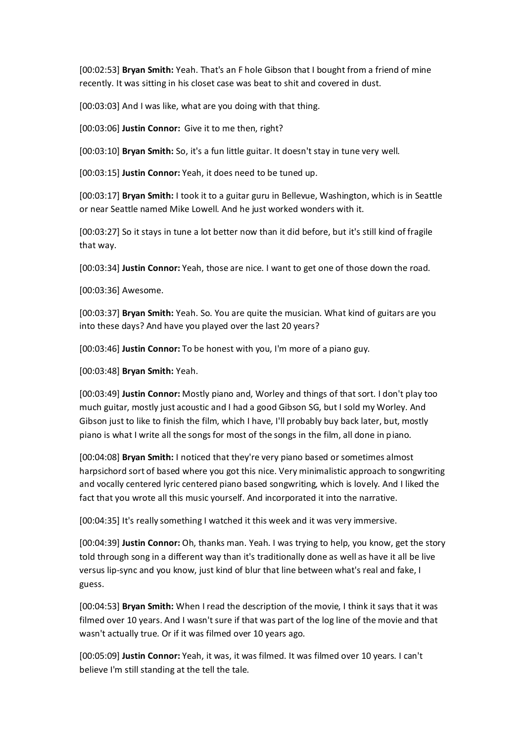[00:02:53] **Bryan Smith:** Yeah. That's an F hole Gibson that I bought from a friend of mine recently. It was sitting in his closet case was beat to shit and covered in dust.

[00:03:03] And I was like, what are you doing with that thing.

[00:03:06] **Justin Connor:** Give it to me then, right?

[00:03:10] **Bryan Smith:** So, it's a fun little guitar. It doesn't stay in tune very well.

[00:03:15] **Justin Connor:** Yeah, it does need to be tuned up.

[00:03:17] **Bryan Smith:** I took it to a guitar guru in Bellevue, Washington, which is in Seattle or near Seattle named Mike Lowell. And he just worked wonders with it.

[00:03:27] So it stays in tune a lot better now than it did before, but it's still kind of fragile that way.

[00:03:34] **Justin Connor:** Yeah, those are nice. I want to get one of those down the road.

[00:03:36] Awesome.

[00:03:37] **Bryan Smith:** Yeah. So. You are quite the musician. What kind of guitars are you into these days? And have you played over the last 20 years?

[00:03:46] **Justin Connor:** To be honest with you, I'm more of a piano guy.

[00:03:48] **Bryan Smith:** Yeah.

[00:03:49] **Justin Connor:** Mostly piano and, Worley and things of that sort. I don't play too much guitar, mostly just acoustic and I had a good Gibson SG, but I sold my Worley. And Gibson just to like to finish the film, which I have, I'll probably buy back later, but, mostly piano is what I write all the songs for most of the songs in the film, all done in piano.

[00:04:08] **Bryan Smith:** I noticed that they're very piano based or sometimes almost harpsichord sort of based where you got this nice. Very minimalistic approach to songwriting and vocally centered lyric centered piano based songwriting, which is lovely. And I liked the fact that you wrote all this music yourself. And incorporated it into the narrative.

[00:04:35] It's really something I watched it this week and it was very immersive.

[00:04:39] **Justin Connor:** Oh, thanks man. Yeah. I was trying to help, you know, get the story told through song in a different way than it's traditionally done as well as have it all be live versus lip-sync and you know, just kind of blur that line between what's real and fake, I guess.

[00:04:53] **Bryan Smith:** When I read the description of the movie, I think it says that it was filmed over 10 years. And I wasn't sure if that was part of the log line of the movie and that wasn't actually true. Or if it was filmed over 10 years ago.

[00:05:09] **Justin Connor:** Yeah, it was, it was filmed. It was filmed over 10 years. I can't believe I'm still standing at the tell the tale.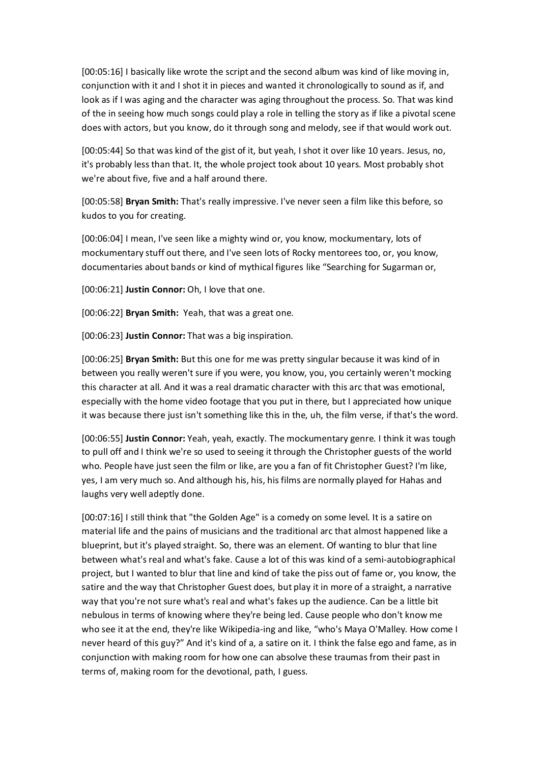[00:05:16] I basically like wrote the script and the second album was kind of like moving in, conjunction with it and I shot it in pieces and wanted it chronologically to sound as if, and look as if I was aging and the character was aging throughout the process. So. That was kind of the in seeing how much songs could play a role in telling the story as if like a pivotal scene does with actors, but you know, do it through song and melody, see if that would work out.

[00:05:44] So that was kind of the gist of it, but yeah, I shot it over like 10 years. Jesus, no, it's probably less than that. It, the whole project took about 10 years. Most probably shot we're about five, five and a half around there.

[00:05:58] **Bryan Smith:** That's really impressive. I've never seen a film like this before, so kudos to you for creating.

[00:06:04] I mean, I've seen like a mighty wind or, you know, mockumentary, lots of mockumentary stuff out there, and I've seen lots of Rocky mentorees too, or, you know, documentaries about bands or kind of mythical figures like "Searching for Sugarman or,

[00:06:21] **Justin Connor:** Oh, I love that one.

[00:06:22] **Bryan Smith:** Yeah, that was a great one.

[00:06:23] **Justin Connor:** That was a big inspiration.

[00:06:25] **Bryan Smith:** But this one for me was pretty singular because it was kind of in between you really weren't sure if you were, you know, you, you certainly weren't mocking this character at all. And it was a real dramatic character with this arc that was emotional, especially with the home video footage that you put in there, but I appreciated how unique it was because there just isn't something like this in the, uh, the film verse, if that's the word.

[00:06:55] **Justin Connor:** Yeah, yeah, exactly. The mockumentary genre. I think it was tough to pull off and I think we're so used to seeing it through the Christopher guests of the world who. People have just seen the film or like, are you a fan of fit Christopher Guest? I'm like, yes, I am very much so. And although his, his, his films are normally played for Hahas and laughs very well adeptly done.

[00:07:16] I still think that "the Golden Age" is a comedy on some level. It is a satire on material life and the pains of musicians and the traditional arc that almost happened like a blueprint, but it's played straight. So, there was an element. Of wanting to blur that line between what's real and what's fake. Cause a lot of this was kind of a semi-autobiographical project, but I wanted to blur that line and kind of take the piss out of fame or, you know, the satire and the way that Christopher Guest does, but play it in more of a straight, a narrative way that you're not sure what's real and what's fakes up the audience. Can be a little bit nebulous in terms of knowing where they're being led. Cause people who don't know me who see it at the end, they're like Wikipedia-ing and like, "who's Maya O'Malley. How come I never heard of this guy?" And it's kind of a, a satire on it. I think the false ego and fame, as in conjunction with making room for how one can absolve these traumas from their past in terms of, making room for the devotional, path, I guess.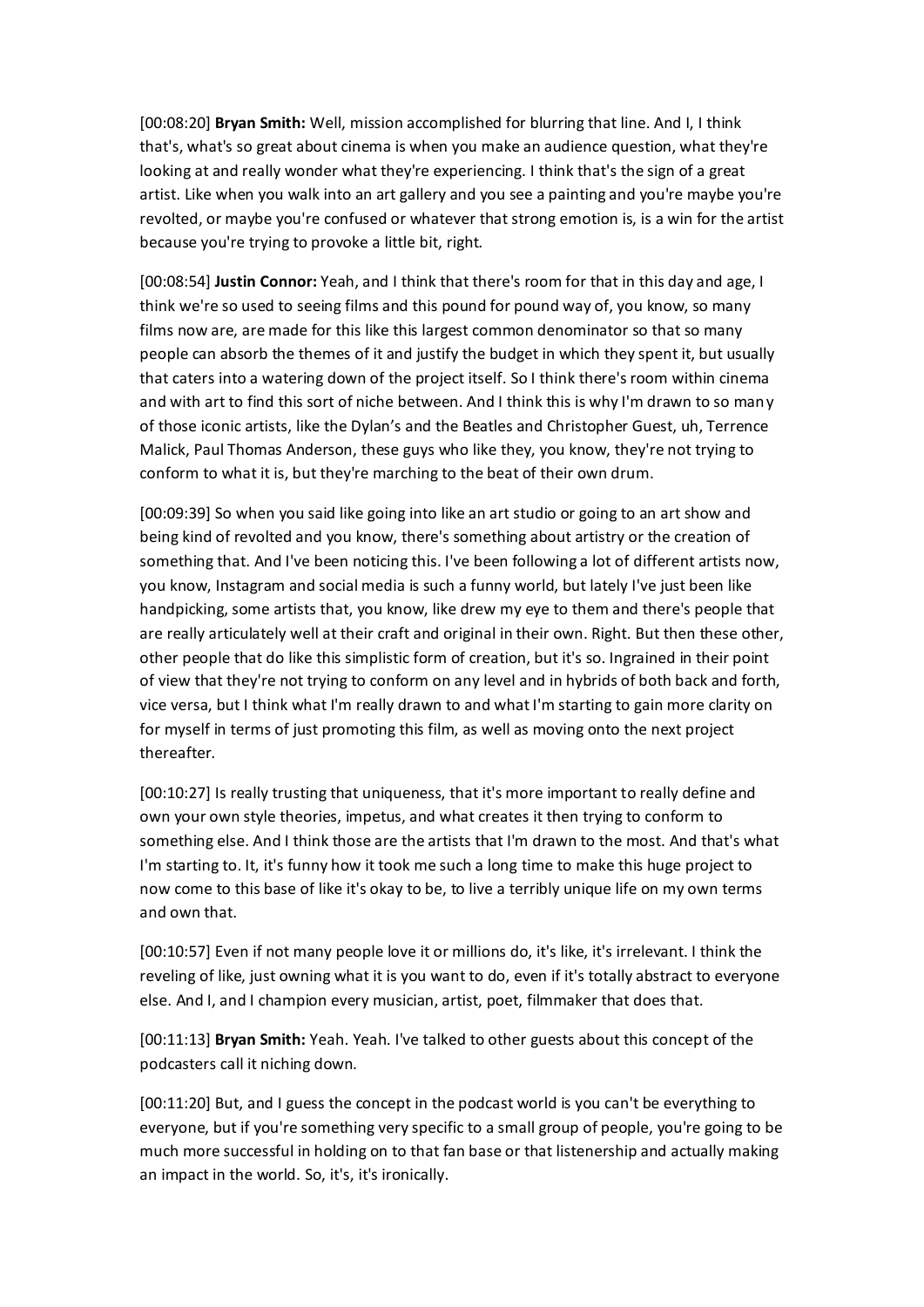[00:08:20] **Bryan Smith:** Well, mission accomplished for blurring that line. And I, I think that's, what's so great about cinema is when you make an audience question, what they're looking at and really wonder what they're experiencing. I think that's the sign of a great artist. Like when you walk into an art gallery and you see a painting and you're maybe you're revolted, or maybe you're confused or whatever that strong emotion is, is a win for the artist because you're trying to provoke a little bit, right.

[00:08:54] **Justin Connor:** Yeah, and I think that there's room for that in this day and age, I think we're so used to seeing films and this pound for pound way of, you know, so many films now are, are made for this like this largest common denominator so that so many people can absorb the themes of it and justify the budget in which they spent it, but usually that caters into a watering down of the project itself. So I think there's room within cinema and with art to find this sort of niche between. And I think this is why I'm drawn to so many of those iconic artists, like the Dylan's and the Beatles and Christopher Guest, uh, Terrence Malick, Paul Thomas Anderson, these guys who like they, you know, they're not trying to conform to what it is, but they're marching to the beat of their own drum.

[00:09:39] So when you said like going into like an art studio or going to an art show and being kind of revolted and you know, there's something about artistry or the creation of something that. And I've been noticing this. I've been following a lot of different artists now, you know, Instagram and social media is such a funny world, but lately I've just been like handpicking, some artists that, you know, like drew my eye to them and there's people that are really articulately well at their craft and original in their own. Right. But then these other, other people that do like this simplistic form of creation, but it's so. Ingrained in their point of view that they're not trying to conform on any level and in hybrids of both back and forth, vice versa, but I think what I'm really drawn to and what I'm starting to gain more clarity on for myself in terms of just promoting this film, as well as moving onto the next project thereafter.

[00:10:27] Is really trusting that uniqueness, that it's more important to really define and own your own style theories, impetus, and what creates it then trying to conform to something else. And I think those are the artists that I'm drawn to the most. And that's what I'm starting to. It, it's funny how it took me such a long time to make this huge project to now come to this base of like it's okay to be, to live a terribly unique life on my own terms and own that.

[00:10:57] Even if not many people love it or millions do, it's like, it's irrelevant. I think the reveling of like, just owning what it is you want to do, even if it's totally abstract to everyone else. And I, and I champion every musician, artist, poet, filmmaker that does that.

[00:11:13] **Bryan Smith:** Yeah. Yeah. I've talked to other guests about this concept of the podcasters call it niching down.

[00:11:20] But, and I guess the concept in the podcast world is you can't be everything to everyone, but if you're something very specific to a small group of people, you're going to be much more successful in holding on to that fan base or that listenership and actually making an impact in the world. So, it's, it's ironically.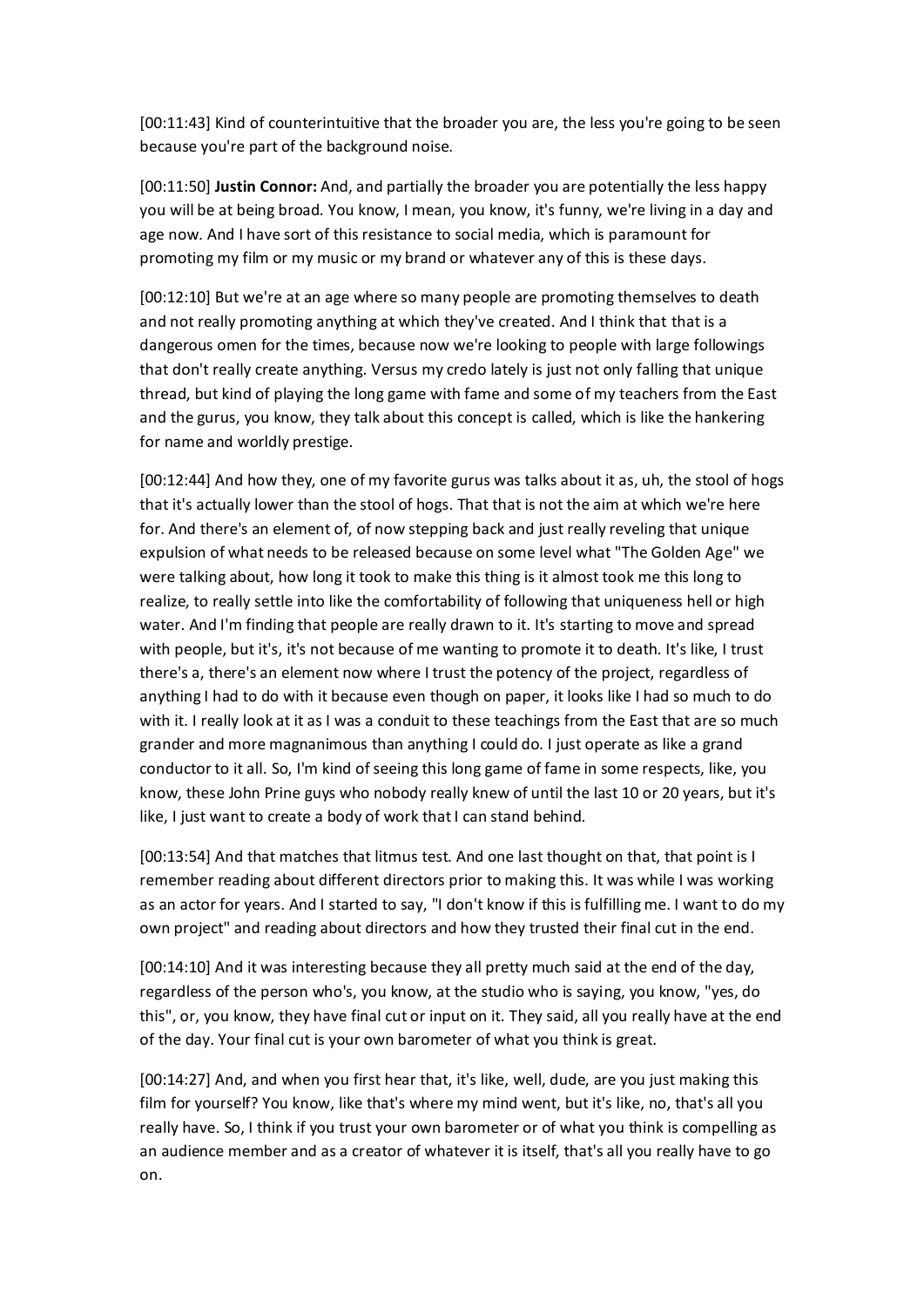[00:11:43] Kind of counterintuitive that the broader you are, the less you're going to be seen because you're part of the background noise.

[00:11:50] **Justin Connor:** And, and partially the broader you are potentially the less happy you will be at being broad. You know, I mean, you know, it's funny, we're living in a day and age now. And I have sort of this resistance to social media, which is paramount for promoting my film or my music or my brand or whatever any of this is these days.

[00:12:10] But we're at an age where so many people are promoting themselves to death and not really promoting anything at which they've created. And I think that that is a dangerous omen for the times, because now we're looking to people with large followings that don't really create anything. Versus my credo lately is just not only falling that unique thread, but kind of playing the long game with fame and some of my teachers from the East and the gurus, you know, they talk about this concept is called, which is like the hankering for name and worldly prestige.

[00:12:44] And how they, one of my favorite gurus was talks about it as, uh, the stool of hogs that it's actually lower than the stool of hogs. That that is not the aim at which we're here for. And there's an element of, of now stepping back and just really reveling that unique expulsion of what needs to be released because on some level what "The Golden Age" we were talking about, how long it took to make this thing is it almost took me this long to realize, to really settle into like the comfortability of following that uniqueness hell or high water. And I'm finding that people are really drawn to it. It's starting to move and spread with people, but it's, it's not because of me wanting to promote it to death. It's like, I trust there's a, there's an element now where I trust the potency of the project, regardless of anything I had to do with it because even though on paper, it looks like I had so much to do with it. I really look at it as I was a conduit to these teachings from the East that are so much grander and more magnanimous than anything I could do. I just operate as like a grand conductor to it all. So, I'm kind of seeing this long game of fame in some respects, like, you know, these John Prine guys who nobody really knew of until the last 10 or 20 years, but it's like, I just want to create a body of work that I can stand behind.

[00:13:54] And that matches that litmus test. And one last thought on that, that point is I remember reading about different directors prior to making this. It was while I was working as an actor for years. And I started to say, "I don't know if this is fulfilling me. I want to do my own project" and reading about directors and how they trusted their final cut in the end.

[00:14:10] And it was interesting because they all pretty much said at the end of the day, regardless of the person who's, you know, at the studio who is saying, you know, "yes, do this", or, you know, they have final cut or input on it. They said, all you really have at the end of the day. Your final cut is your own barometer of what you think is great.

[00:14:27] And, and when you first hear that, it's like, well, dude, are you just making this film for yourself? You know, like that's where my mind went, but it's like, no, that's all you really have. So, I think if you trust your own barometer or of what you think is compelling as an audience member and as a creator of whatever it is itself, that's all you really have to go on.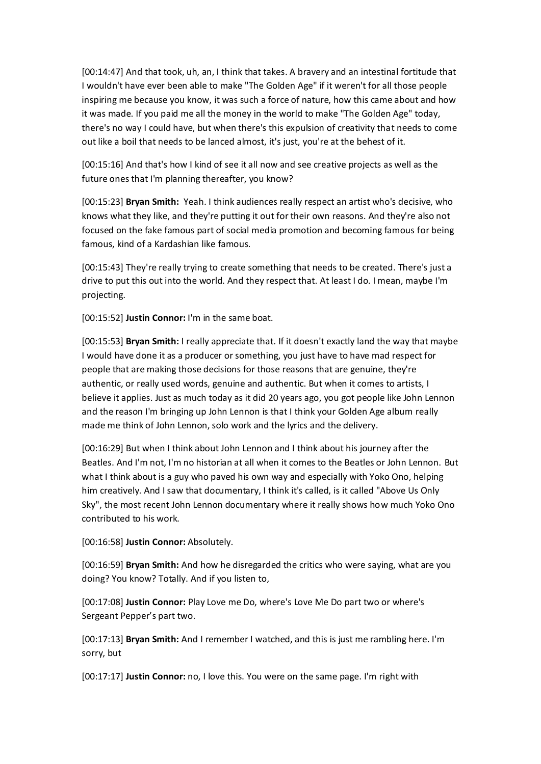[00:14:47] And that took, uh, an, I think that takes. A bravery and an intestinal fortitude that I wouldn't have ever been able to make "The Golden Age" if it weren't for all those people inspiring me because you know, it was such a force of nature, how this came about and how it was made. If you paid me all the money in the world to make "The Golden Age" today, there's no way I could have, but when there's this expulsion of creativity that needs to come out like a boil that needs to be lanced almost, it's just, you're at the behest of it.

[00:15:16] And that's how I kind of see it all now and see creative projects as well as the future ones that I'm planning thereafter, you know?

[00:15:23] **Bryan Smith:** Yeah. I think audiences really respect an artist who's decisive, who knows what they like, and they're putting it out for their own reasons. And they're also not focused on the fake famous part of social media promotion and becoming famous for being famous, kind of a Kardashian like famous.

[00:15:43] They're really trying to create something that needs to be created. There's just a drive to put this out into the world. And they respect that. At least I do. I mean, maybe I'm projecting.

[00:15:52] **Justin Connor:** I'm in the same boat.

[00:15:53] **Bryan Smith:** I really appreciate that. If it doesn't exactly land the way that maybe I would have done it as a producer or something, you just have to have mad respect for people that are making those decisions for those reasons that are genuine, they're authentic, or really used words, genuine and authentic. But when it comes to artists, I believe it applies. Just as much today as it did 20 years ago, you got people like John Lennon and the reason I'm bringing up John Lennon is that I think your Golden Age album really made me think of John Lennon, solo work and the lyrics and the delivery.

[00:16:29] But when I think about John Lennon and I think about his journey after the Beatles. And I'm not, I'm no historian at all when it comes to the Beatles or John Lennon. But what I think about is a guy who paved his own way and especially with Yoko Ono, helping him creatively. And I saw that documentary, I think it's called, is it called "Above Us Only Sky", the most recent John Lennon documentary where it really shows how much Yoko Ono contributed to his work.

[00:16:58] **Justin Connor:** Absolutely.

[00:16:59] **Bryan Smith:** And how he disregarded the critics who were saying, what are you doing? You know? Totally. And if you listen to,

[00:17:08] **Justin Connor:** Play Love me Do, where's Love Me Do part two or where's Sergeant Pepper's part two.

[00:17:13] **Bryan Smith:** And I remember I watched, and this is just me rambling here. I'm sorry, but

[00:17:17] **Justin Connor:** no, I love this. You were on the same page. I'm right with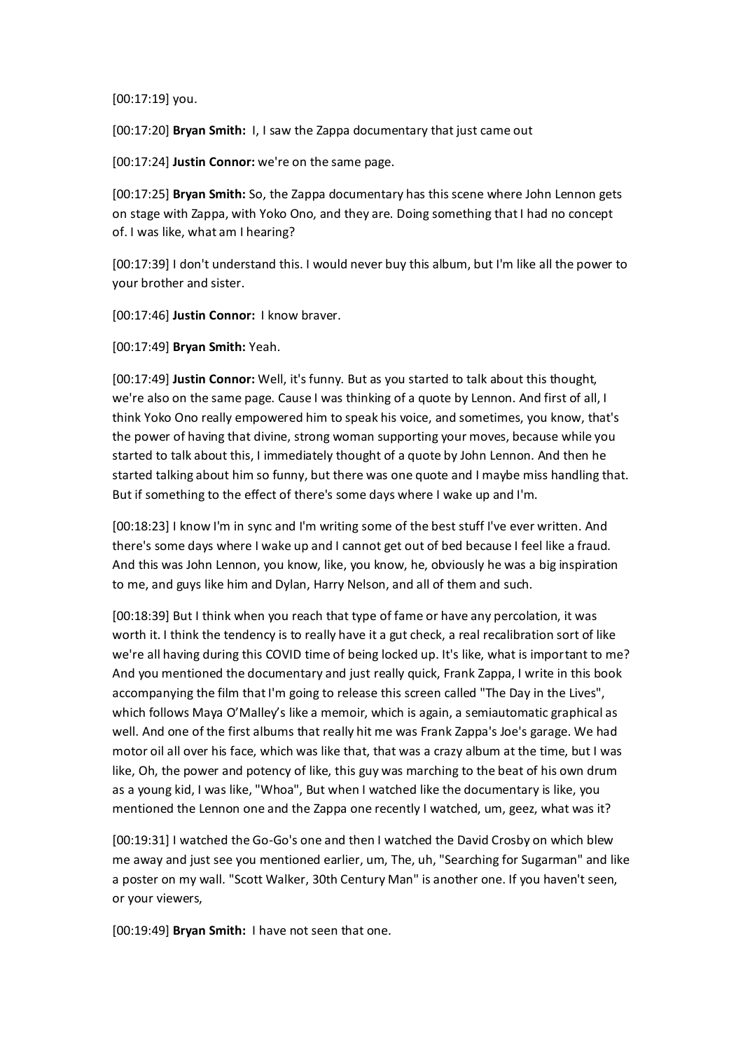[00:17:19] you.

[00:17:20] **Bryan Smith:** I, I saw the Zappa documentary that just came out

[00:17:24] **Justin Connor:** we're on the same page.

[00:17:25] **Bryan Smith:** So, the Zappa documentary has this scene where John Lennon gets on stage with Zappa, with Yoko Ono, and they are. Doing something that I had no concept of. I was like, what am I hearing?

[00:17:39] I don't understand this. I would never buy this album, but I'm like all the power to your brother and sister.

[00:17:46] **Justin Connor:** I know braver.

[00:17:49] **Bryan Smith:** Yeah.

[00:17:49] **Justin Connor:** Well, it's funny. But as you started to talk about this thought, we're also on the same page. Cause I was thinking of a quote by Lennon. And first of all, I think Yoko Ono really empowered him to speak his voice, and sometimes, you know, that's the power of having that divine, strong woman supporting your moves, because while you started to talk about this, I immediately thought of a quote by John Lennon. And then he started talking about him so funny, but there was one quote and I maybe miss handling that. But if something to the effect of there's some days where I wake up and I'm.

[00:18:23] I know I'm in sync and I'm writing some of the best stuff I've ever written. And there's some days where I wake up and I cannot get out of bed because I feel like a fraud. And this was John Lennon, you know, like, you know, he, obviously he was a big inspiration to me, and guys like him and Dylan, Harry Nelson, and all of them and such.

[00:18:39] But I think when you reach that type of fame or have any percolation, it was worth it. I think the tendency is to really have it a gut check, a real recalibration sort of like we're all having during this COVID time of being locked up. It's like, what is important to me? And you mentioned the documentary and just really quick, Frank Zappa, I write in this book accompanying the film that I'm going to release this screen called "The Day in the Lives", which follows Maya O'Malley's like a memoir, which is again, a semiautomatic graphical as well. And one of the first albums that really hit me was Frank Zappa's Joe's garage. We had motor oil all over his face, which was like that, that was a crazy album at the time, but I was like, Oh, the power and potency of like, this guy was marching to the beat of his own drum as a young kid, I was like, "Whoa", But when I watched like the documentary is like, you mentioned the Lennon one and the Zappa one recently I watched, um, geez, what was it?

[00:19:31] I watched the Go-Go's one and then I watched the David Crosby on which blew me away and just see you mentioned earlier, um, The, uh, "Searching for Sugarman" and like a poster on my wall. "Scott Walker, 30th Century Man" is another one. If you haven't seen, or your viewers,

[00:19:49] **Bryan Smith:** I have not seen that one.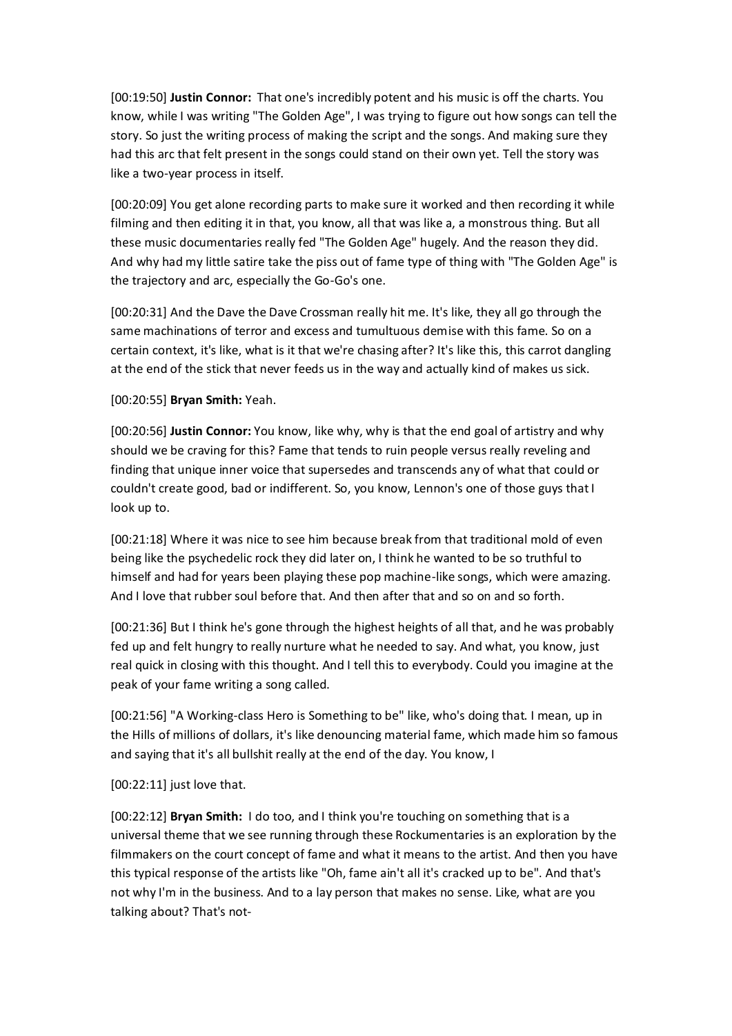[00:19:50] **Justin Connor:** That one's incredibly potent and his music is off the charts. You know, while I was writing "The Golden Age", I was trying to figure out how songs can tell the story. So just the writing process of making the script and the songs. And making sure they had this arc that felt present in the songs could stand on their own yet. Tell the story was like a two-year process in itself.

[00:20:09] You get alone recording parts to make sure it worked and then recording it while filming and then editing it in that, you know, all that was like a, a monstrous thing. But all these music documentaries really fed "The Golden Age" hugely. And the reason they did. And why had my little satire take the piss out of fame type of thing with "The Golden Age" is the trajectory and arc, especially the Go-Go's one.

[00:20:31] And the Dave the Dave Crossman really hit me. It's like, they all go through the same machinations of terror and excess and tumultuous demise with this fame. So on a certain context, it's like, what is it that we're chasing after? It's like this, this carrot dangling at the end of the stick that never feeds us in the way and actually kind of makes us sick.

[00:20:55] **Bryan Smith:** Yeah.

[00:20:56] **Justin Connor:** You know, like why, why is that the end goal of artistry and why should we be craving for this? Fame that tends to ruin people versus really reveling and finding that unique inner voice that supersedes and transcends any of what that could or couldn't create good, bad or indifferent. So, you know, Lennon's one of those guys that I look up to.

[00:21:18] Where it was nice to see him because break from that traditional mold of even being like the psychedelic rock they did later on, I think he wanted to be so truthful to himself and had for years been playing these pop machine-like songs, which were amazing. And I love that rubber soul before that. And then after that and so on and so forth.

[00:21:36] But I think he's gone through the highest heights of all that, and he was probably fed up and felt hungry to really nurture what he needed to say. And what, you know, just real quick in closing with this thought. And I tell this to everybody. Could you imagine at the peak of your fame writing a song called.

[00:21:56] "A Working-class Hero is Something to be" like, who's doing that. I mean, up in the Hills of millions of dollars, it's like denouncing material fame, which made him so famous and saying that it's all bullshit really at the end of the day. You know, I

[00:22:11] just love that.

[00:22:12] **Bryan Smith:** I do too, and I think you're touching on something that is a universal theme that we see running through these Rockumentaries is an exploration by the filmmakers on the court concept of fame and what it means to the artist. And then you have this typical response of the artists like "Oh, fame ain't all it's cracked up to be". And that's not why I'm in the business. And to a lay person that makes no sense. Like, what are you talking about? That's not-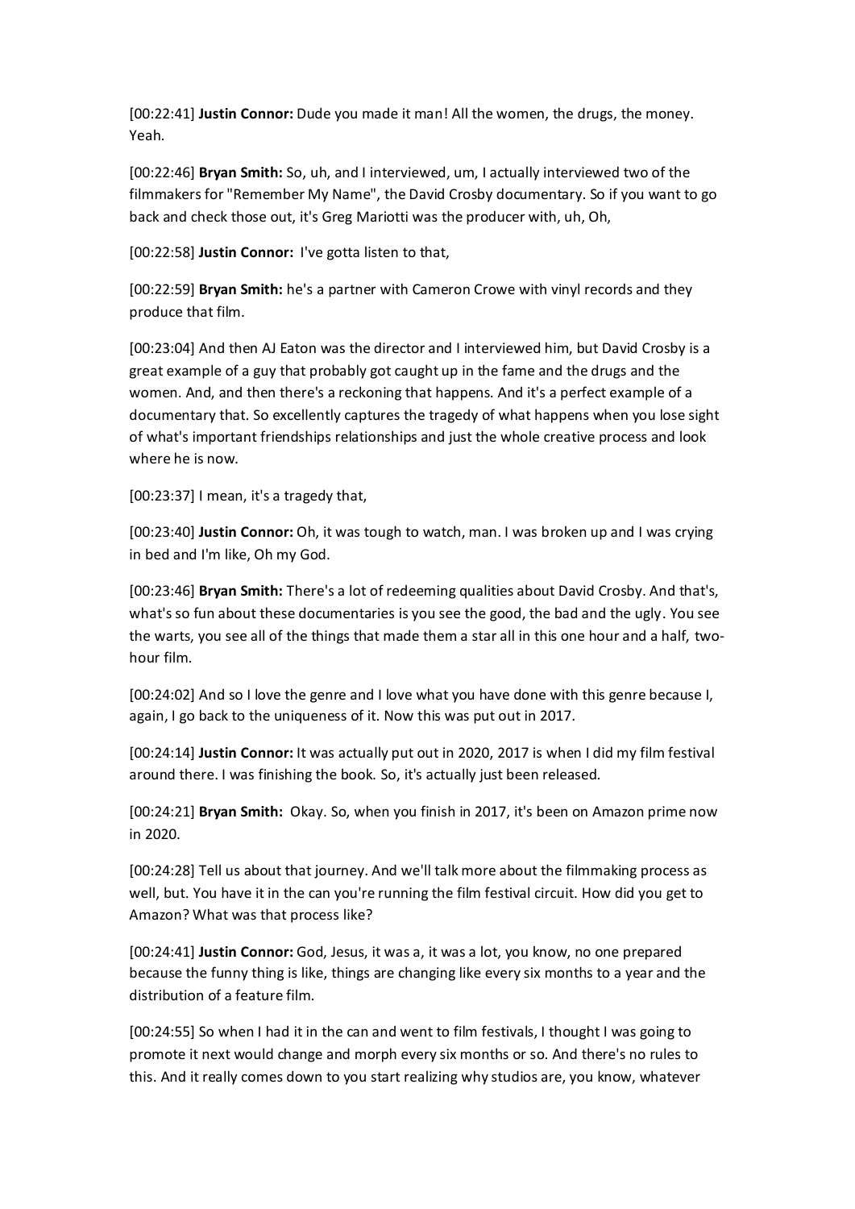[00:22:41] **Justin Connor:** Dude you made it man! All the women, the drugs, the money. Yeah.

[00:22:46] **Bryan Smith:** So, uh, and I interviewed, um, I actually interviewed two of the filmmakers for "Remember My Name", the David Crosby documentary. So if you want to go back and check those out, it's Greg Mariotti was the producer with, uh, Oh,

[00:22:58] **Justin Connor:** I've gotta listen to that,

[00:22:59] **Bryan Smith:** he's a partner with Cameron Crowe with vinyl records and they produce that film.

[00:23:04] And then AJ Eaton was the director and I interviewed him, but David Crosby is a great example of a guy that probably got caught up in the fame and the drugs and the women. And, and then there's a reckoning that happens. And it's a perfect example of a documentary that. So excellently captures the tragedy of what happens when you lose sight of what's important friendships relationships and just the whole creative process and look where he is now.

[00:23:37] I mean, it's a tragedy that,

[00:23:40] **Justin Connor:** Oh, it was tough to watch, man. I was broken up and I was crying in bed and I'm like, Oh my God.

[00:23:46] **Bryan Smith:** There's a lot of redeeming qualities about David Crosby. And that's, what's so fun about these documentaries is you see the good, the bad and the ugly. You see the warts, you see all of the things that made them a star all in this one hour and a half, two-hour film.

[00:24:02] And so I love the genre and I love what you have done with this genre because I, again, I go back to the uniqueness of it. Now this was put out in 2017.

[00:24:14] **Justin Connor:** It was actually put out in 2020, 2017 is when I did my film festival around there. I was finishing the book. So, it's actually just been released.

[00:24:21] **Bryan Smith:** Okay. So, when you finish in 2017, it's been on Amazon prime now in 2020.

[00:24:28] Tell us about that journey. And we'll talk more about the filmmaking process as well, but. You have it in the can you're running the film festival circuit. How did you get to Amazon? What was that process like?

[00:24:41] **Justin Connor:** God, Jesus, it was a, it was a lot, you know, no one prepared because the funny thing is like, things are changing like every six months to a year and the distribution of a feature film.

[00:24:55] So when I had it in the can and went to film festivals, I thought I was going to promote it next would change and morph every six months or so. And there's no rules to this. And it really comes down to you start realizing why studios are, you know, whatever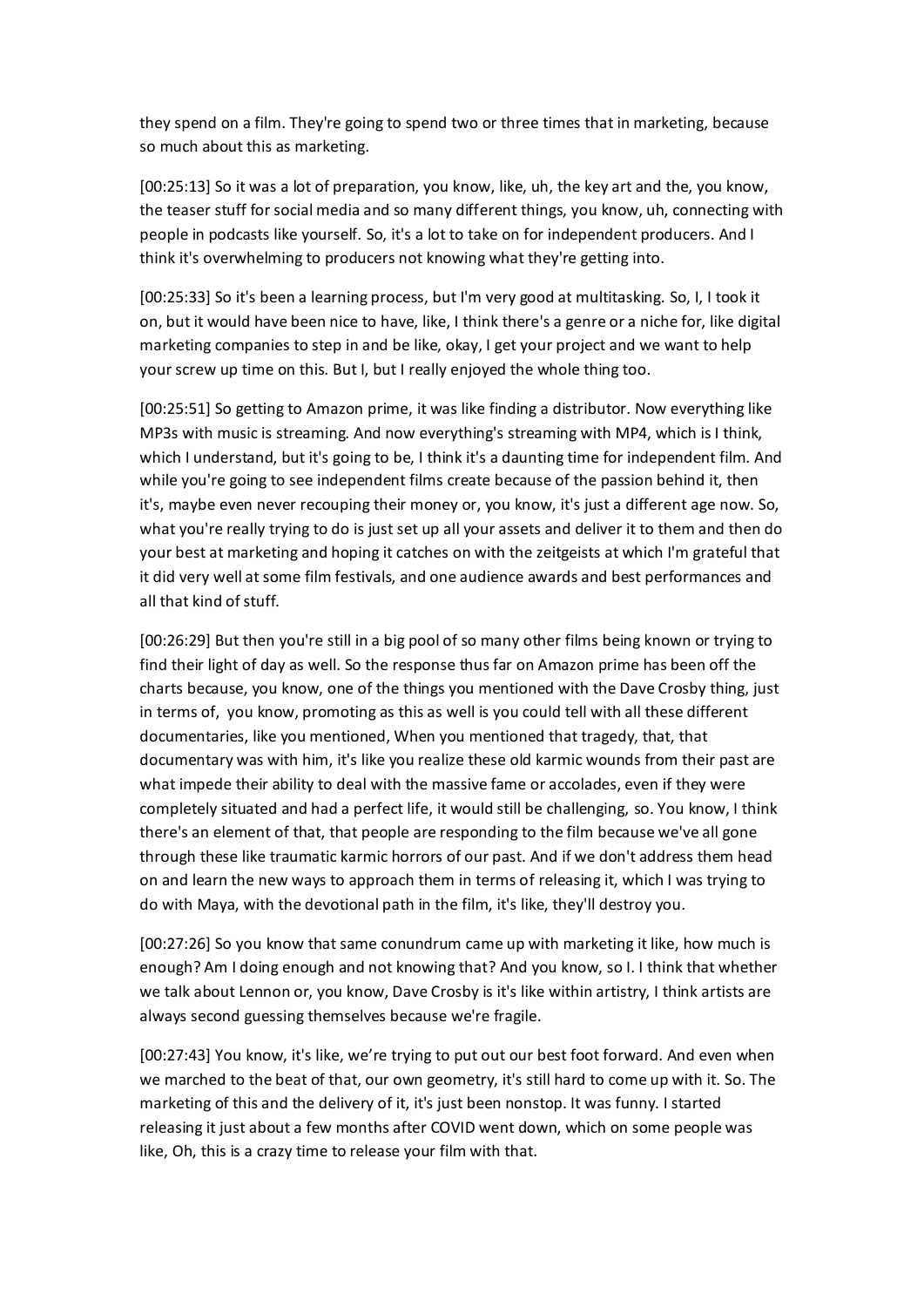they spend on a film. They're going to spend two or three times that in marketing, because so much about this as marketing.

[00:25:13] So it was a lot of preparation, you know, like, uh, the key art and the, you know, the teaser stuff for social media and so many different things, you know, uh, connecting with people in podcasts like yourself. So, it's a lot to take on for independent producers. And I think it's overwhelming to producers not knowing what they're getting into.

[00:25:33] So it's been a learning process, but I'm very good at multitasking. So, I, I took it on, but it would have been nice to have, like, I think there's a genre or a niche for, like digital marketing companies to step in and be like, okay, I get your project and we want to help your screw up time on this. But I, but I really enjoyed the whole thing too.

[00:25:51] So getting to Amazon prime, it was like finding a distributor. Now everything like MP3s with music is streaming. And now everything's streaming with MP4, which is I think, which I understand, but it's going to be, I think it's a daunting time for independent film. And while you're going to see independent films create because of the passion behind it, then it's, maybe even never recouping their money or, you know, it's just a different age now. So, what you're really trying to do is just set up all your assets and deliver it to them and then do your best at marketing and hoping it catches on with the zeitgeists at which I'm grateful that it did very well at some film festivals, and one audience awards and best performances and all that kind of stuff.

[00:26:29] But then you're still in a big pool of so many other films being known or trying to find their light of day as well. So the response thus far on Amazon prime has been off the charts because, you know, one of the things you mentioned with the Dave Crosby thing, just in terms of, you know, promoting as this as well is you could tell with all these different documentaries, like you mentioned, When you mentioned that tragedy, that, that documentary was with him, it's like you realize these old karmic wounds from their past are what impede their ability to deal with the massive fame or accolades, even if they were completely situated and had a perfect life, it would still be challenging, so. You know, I think there's an element of that, that people are responding to the film because we've all gone through these like traumatic karmic horrors of our past. And if we don't address them head on and learn the new ways to approach them in terms of releasing it, which I was trying to do with Maya, with the devotional path in the film, it's like, they'll destroy you.

[00:27:26] So you know that same conundrum came up with marketing it like, how much is enough? Am I doing enough and not knowing that? And you know, so I. I think that whether we talk about Lennon or, you know, Dave Crosby is it's like within artistry, I think artists are always second guessing themselves because we're fragile.

[00:27:43] You know, it's like, we're trying to put out our best foot forward. And even when we marched to the beat of that, our own geometry, it's still hard to come up with it. So. The marketing of this and the delivery of it, it's just been nonstop. It was funny. I started releasing it just about a few months after COVID went down, which on some people was like, Oh, this is a crazy time to release your film with that.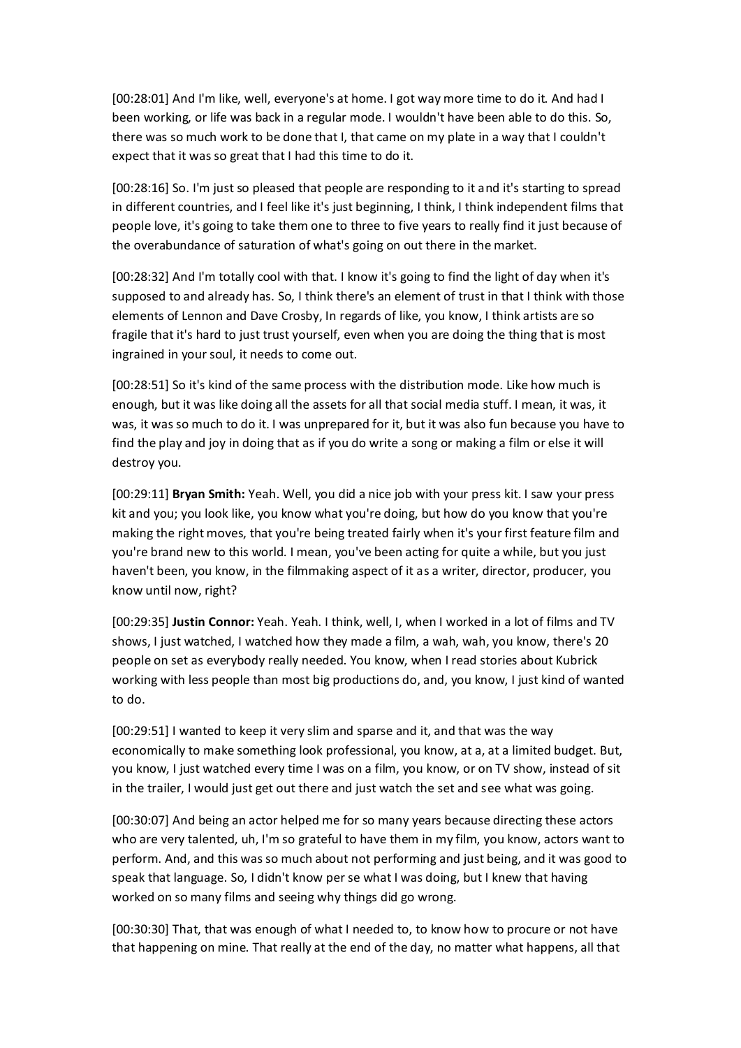[00:28:01] And I'm like, well, everyone's at home. I got way more time to do it. And had I been working, or life was back in a regular mode. I wouldn't have been able to do this. So, there was so much work to be done that I, that came on my plate in a way that I couldn't expect that it was so great that I had this time to do it.

[00:28:16] So. I'm just so pleased that people are responding to it and it's starting to spread in different countries, and I feel like it's just beginning, I think, I think independent films that people love, it's going to take them one to three to five years to really find it just because of the overabundance of saturation of what's going on out there in the market.

[00:28:32] And I'm totally cool with that. I know it's going to find the light of day when it's supposed to and already has. So, I think there's an element of trust in that I think with those elements of Lennon and Dave Crosby, In regards of like, you know, I think artists are so fragile that it's hard to just trust yourself, even when you are doing the thing that is most ingrained in your soul, it needs to come out.

[00:28:51] So it's kind of the same process with the distribution mode. Like how much is enough, but it was like doing all the assets for all that social media stuff. I mean, it was, it was, it was so much to do it. I was unprepared for it, but it was also fun because you have to find the play and joy in doing that as if you do write a song or making a film or else it will destroy you.

[00:29:11] **Bryan Smith:** Yeah. Well, you did a nice job with your press kit. I saw your press kit and you; you look like, you know what you're doing, but how do you know that you're making the right moves, that you're being treated fairly when it's your first feature film and you're brand new to this world. I mean, you've been acting for quite a while, but you just haven't been, you know, in the filmmaking aspect of it as a writer, director, producer, you know until now, right?

[00:29:35] **Justin Connor:** Yeah. Yeah. I think, well, I, when I worked in a lot of films and TV shows, I just watched, I watched how they made a film, a wah, wah, you know, there's 20 people on set as everybody really needed. You know, when I read stories about Kubrick working with less people than most big productions do, and, you know, I just kind of wanted to do.

[00:29:51] I wanted to keep it very slim and sparse and it, and that was the way economically to make something look professional, you know, at a, at a limited budget. But, you know, I just watched every time I was on a film, you know, or on TV show, instead of sit in the trailer, I would just get out there and just watch the set and see what was going.

[00:30:07] And being an actor helped me for so many years because directing these actors who are very talented, uh, I'm so grateful to have them in my film, you know, actors want to perform. And, and this was so much about not performing and just being, and it was good to speak that language. So, I didn't know per se what I was doing, but I knew that having worked on so many films and seeing why things did go wrong.

[00:30:30] That, that was enough of what I needed to, to know how to procure or not have that happening on mine. That really at the end of the day, no matter what happens, all that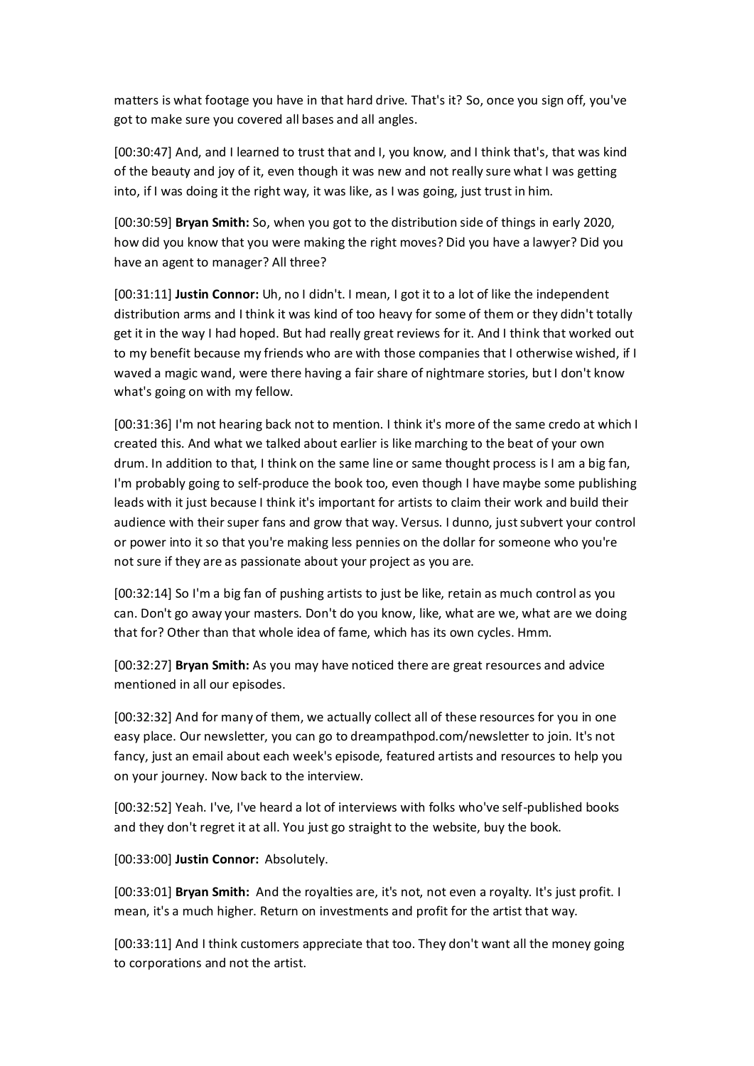matters is what footage you have in that hard drive. That's it? So, once you sign off, you've got to make sure you covered all bases and all angles.

[00:30:47] And, and I learned to trust that and I, you know, and I think that's, that was kind of the beauty and joy of it, even though it was new and not really sure what I was getting into, if I was doing it the right way, it was like, as I was going, just trust in him.

[00:30:59] **Bryan Smith:** So, when you got to the distribution side of things in early 2020, how did you know that you were making the right moves? Did you have a lawyer? Did you have an agent to manager? All three?

[00:31:11] **Justin Connor:** Uh, no I didn't. I mean, I got it to a lot of like the independent distribution arms and I think it was kind of too heavy for some of them or they didn't totally get it in the way I had hoped. But had really great reviews for it. And I think that worked out to my benefit because my friends who are with those companies that I otherwise wished, if I waved a magic wand, were there having a fair share of nightmare stories, but I don't know what's going on with my fellow.

[00:31:36] I'm not hearing back not to mention. I think it's more of the same credo at which I created this. And what we talked about earlier is like marching to the beat of your own drum. In addition to that, I think on the same line or same thought process is I am a big fan, I'm probably going to self-produce the book too, even though I have maybe some publishing leads with it just because I think it's important for artists to claim their work and build their audience with their super fans and grow that way. Versus. I dunno, just subvert your control or power into it so that you're making less pennies on the dollar for someone who you're not sure if they are as passionate about your project as you are.

[00:32:14] So I'm a big fan of pushing artists to just be like, retain as much control as you can. Don't go away your masters. Don't do you know, like, what are we, what are we doing that for? Other than that whole idea of fame, which has its own cycles. Hmm.

[00:32:27] **Bryan Smith:** As you may have noticed there are great resources and advice mentioned in all our episodes.

[00:32:32] And for many of them, we actually collect all of these resources for you in one easy place. Our newsletter, you can go to dreampathpod.com/newsletter to join. It's not fancy, just an email about each week's episode, featured artists and resources to help you on your journey. Now back to the interview.

[00:32:52] Yeah. I've, I've heard a lot of interviews with folks who've self-published books and they don't regret it at all. You just go straight to the website, buy the book.

[00:33:00] **Justin Connor:** Absolutely.

[00:33:01] **Bryan Smith:** And the royalties are, it's not, not even a royalty. It's just profit. I mean, it's a much higher. Return on investments and profit for the artist that way.

[00:33:11] And I think customers appreciate that too. They don't want all the money going to corporations and not the artist.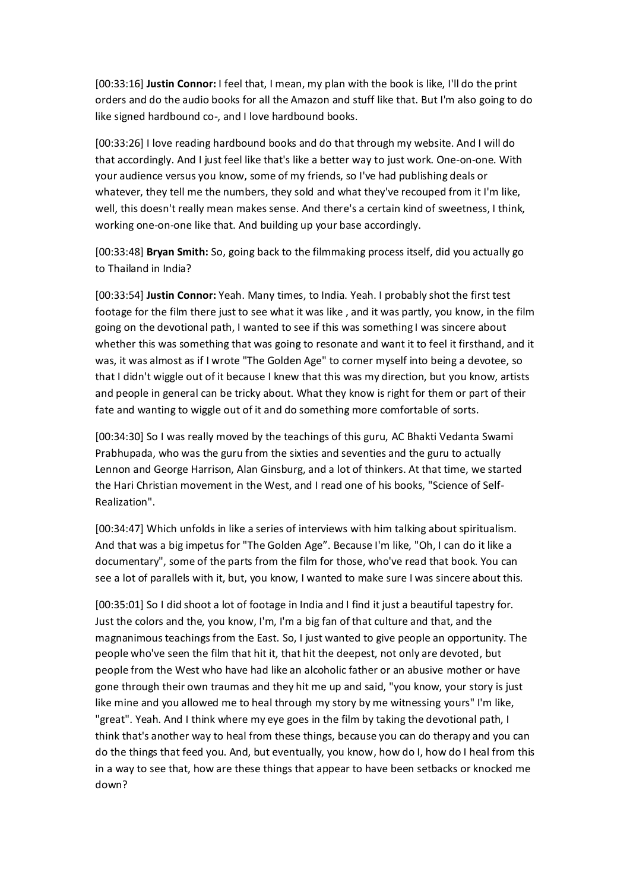[00:33:16] **Justin Connor:** I feel that, I mean, my plan with the book is like, I'll do the print orders and do the audio books for all the Amazon and stuff like that. But I'm also going to do like signed hardbound co-, and I love hardbound books.

[00:33:26] I love reading hardbound books and do that through my website. And I will do that accordingly. And I just feel like that's like a better way to just work. One-on-one. With your audience versus you know, some of my friends, so I've had publishing deals or whatever, they tell me the numbers, they sold and what they've recouped from it I'm like, well, this doesn't really mean makes sense. And there's a certain kind of sweetness, I think, working one-on-one like that. And building up your base accordingly.

[00:33:48] **Bryan Smith:** So, going back to the filmmaking process itself, did you actually go to Thailand in India?

[00:33:54] **Justin Connor:** Yeah. Many times, to India. Yeah. I probably shot the first test footage for the film there just to see what it was like , and it was partly, you know, in the film going on the devotional path, I wanted to see if this was something I was sincere about whether this was something that was going to resonate and want it to feel it firsthand, and it was, it was almost as if I wrote "The Golden Age" to corner myself into being a devotee, so that I didn't wiggle out of it because I knew that this was my direction, but you know, artists and people in general can be tricky about. What they know is right for them or part of their fate and wanting to wiggle out of it and do something more comfortable of sorts.

[00:34:30] So I was really moved by the teachings of this guru, AC Bhakti Vedanta Swami Prabhupada, who was the guru from the sixties and seventies and the guru to actually Lennon and George Harrison, Alan Ginsburg, and a lot of thinkers. At that time, we started the Hari Christian movement in the West, and I read one of his books, "Science of Self-Realization".

[00:34:47] Which unfolds in like a series of interviews with him talking about spiritualism. And that was a big impetus for "The Golden Age". Because I'm like, "Oh, I can do it like a documentary", some of the parts from the film for those, who've read that book. You can see a lot of parallels with it, but, you know, I wanted to make sure I was sincere about this.

[00:35:01] So I did shoot a lot of footage in India and I find it just a beautiful tapestry for. Just the colors and the, you know, I'm, I'm a big fan of that culture and that, and the magnanimous teachings from the East. So, I just wanted to give people an opportunity. The people who've seen the film that hit it, that hit the deepest, not only are devoted, but people from the West who have had like an alcoholic father or an abusive mother or have gone through their own traumas and they hit me up and said, "you know, your story is just like mine and you allowed me to heal through my story by me witnessing yours" I'm like, "great". Yeah. And I think where my eye goes in the film by taking the devotional path, I think that's another way to heal from these things, because you can do therapy and you can do the things that feed you. And, but eventually, you know, how do I, how do I heal from this in a way to see that, how are these things that appear to have been setbacks or knocked me down?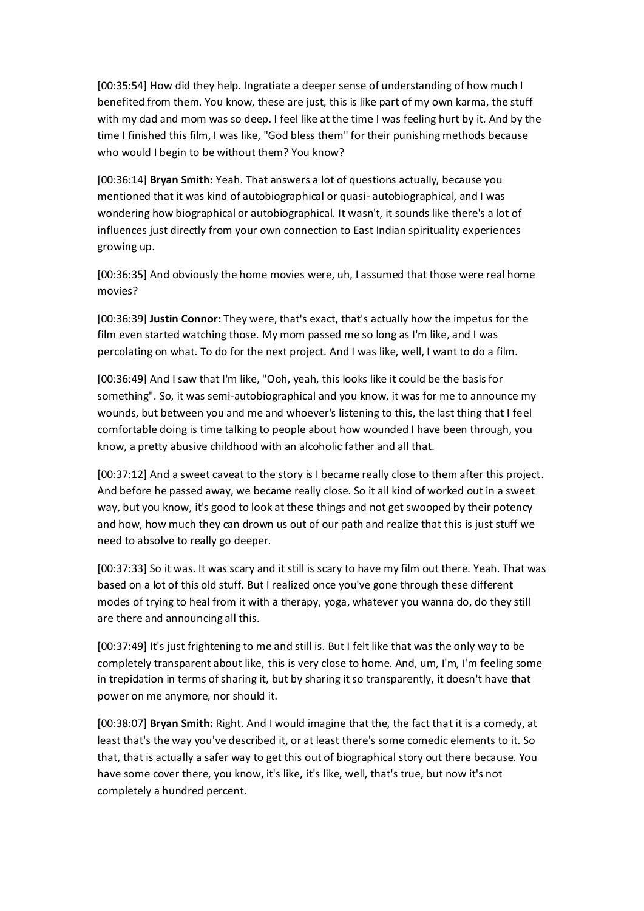[00:35:54] How did they help. Ingratiate a deeper sense of understanding of how much I benefited from them. You know, these are just, this is like part of my own karma, the stuff with my dad and mom was so deep. I feel like at the time I was feeling hurt by it. And by the time I finished this film, I was like, "God bless them" for their punishing methods because who would I begin to be without them? You know?

[00:36:14] **Bryan Smith:** Yeah. That answers a lot of questions actually, because you mentioned that it was kind of autobiographical or quasi- autobiographical, and I was wondering how biographical or autobiographical. It wasn't, it sounds like there's a lot of influences just directly from your own connection to East Indian spirituality experiences growing up.

[00:36:35] And obviously the home movies were, uh, I assumed that those were real home movies?

[00:36:39] **Justin Connor:** They were, that's exact, that's actually how the impetus for the film even started watching those. My mom passed me so long as I'm like, and I was percolating on what. To do for the next project. And I was like, well, I want to do a film.

[00:36:49] And I saw that I'm like, "Ooh, yeah, this looks like it could be the basis for something". So, it was semi-autobiographical and you know, it was for me to announce my wounds, but between you and me and whoever's listening to this, the last thing that I feel comfortable doing is time talking to people about how wounded I have been through, you know, a pretty abusive childhood with an alcoholic father and all that.

[00:37:12] And a sweet caveat to the story is I became really close to them after this project. And before he passed away, we became really close. So it all kind of worked out in a sweet way, but you know, it's good to look at these things and not get swooped by their potency and how, how much they can drown us out of our path and realize that this is just stuff we need to absolve to really go deeper.

[00:37:33] So it was. It was scary and it still is scary to have my film out there. Yeah. That was based on a lot of this old stuff. But I realized once you've gone through these different modes of trying to heal from it with a therapy, yoga, whatever you wanna do, do they still are there and announcing all this.

[00:37:49] It's just frightening to me and still is. But I felt like that was the only way to be completely transparent about like, this is very close to home. And, um, I'm, I'm feeling some in trepidation in terms of sharing it, but by sharing it so transparently, it doesn't have that power on me anymore, nor should it.

[00:38:07] **Bryan Smith:** Right. And I would imagine that the, the fact that it is a comedy, at least that's the way you've described it, or at least there's some comedic elements to it. So that, that is actually a safer way to get this out of biographical story out there because. You have some cover there, you know, it's like, it's like, well, that's true, but now it's not completely a hundred percent.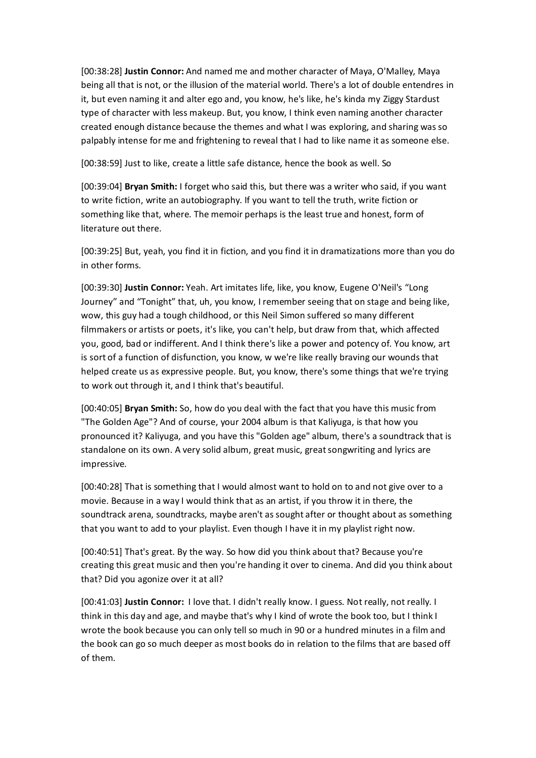[00:38:28] **Justin Connor:** And named me and mother character of Maya, O'Malley, Maya being all that is not, or the illusion of the material world. There's a lot of double entendres in it, but even naming it and alter ego and, you know, he's like, he's kinda my Ziggy Stardust type of character with less makeup. But, you know, I think even naming another character created enough distance because the themes and what I was exploring, and sharing was so palpably intense for me and frightening to reveal that I had to like name it as someone else.

[00:38:59] Just to like, create a little safe distance, hence the book as well. So

[00:39:04] **Bryan Smith:** I forget who said this, but there was a writer who said, if you want to write fiction, write an autobiography. If you want to tell the truth, write fiction or something like that, where. The memoir perhaps is the least true and honest, form of literature out there.

[00:39:25] But, yeah, you find it in fiction, and you find it in dramatizations more than you do in other forms.

[00:39:30] **Justin Connor:** Yeah. Art imitates life, like, you know, Eugene O'Neil's "Long Journey" and "Tonight" that, uh, you know, I remember seeing that on stage and being like, wow, this guy had a tough childhood, or this Neil Simon suffered so many different filmmakers or artists or poets, it's like, you can't help, but draw from that, which affected you, good, bad or indifferent. And I think there's like a power and potency of. You know, art is sort of a function of disfunction, you know, w we're like really braving our wounds that helped create us as expressive people. But, you know, there's some things that we're trying to work out through it, and I think that's beautiful.

[00:40:05] **Bryan Smith:** So, how do you deal with the fact that you have this music from "The Golden Age"? And of course, your 2004 album is that Kaliyuga, is that how you pronounced it? Kaliyuga, and you have this "Golden age" album, there's a soundtrack that is standalone on its own. A very solid album, great music, great songwriting and lyrics are impressive.

[00:40:28] That is something that I would almost want to hold on to and not give over to a movie. Because in a way I would think that as an artist, if you throw it in there, the soundtrack arena, soundtracks, maybe aren't as sought after or thought about as something that you want to add to your playlist. Even though I have it in my playlist right now.

[00:40:51] That's great. By the way. So how did you think about that? Because you're creating this great music and then you're handing it over to cinema. And did you think about that? Did you agonize over it at all?

[00:41:03] **Justin Connor:** I love that. I didn't really know. I guess. Not really, not really. I think in this day and age, and maybe that's why I kind of wrote the book too, but I think I wrote the book because you can only tell so much in 90 or a hundred minutes in a film and the book can go so much deeper as most books do in relation to the films that are based off of them.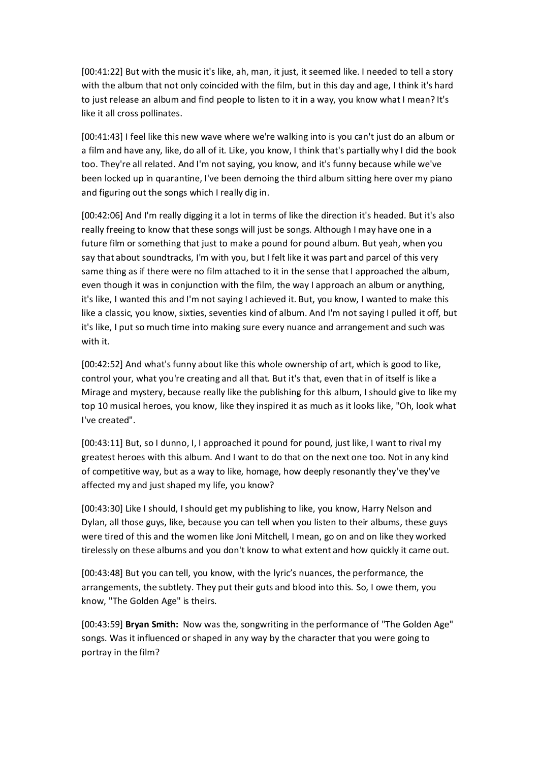[00:41:22] But with the music it's like, ah, man, it just, it seemed like. I needed to tell a story with the album that not only coincided with the film, but in this day and age, I think it's hard to just release an album and find people to listen to it in a way, you know what I mean? It's like it all cross pollinates.

[00:41:43] I feel like this new wave where we're walking into is you can't just do an album or a film and have any, like, do all of it. Like, you know, I think that's partially why I did the book too. They're all related. And I'm not saying, you know, and it's funny because while we've been locked up in quarantine, I've been demoing the third album sitting here over my piano and figuring out the songs which I really dig in.

[00:42:06] And I'm really digging it a lot in terms of like the direction it's headed. But it's also really freeing to know that these songs will just be songs. Although I may have one in a future film or something that just to make a pound for pound album. But yeah, when you say that about soundtracks, I'm with you, but I felt like it was part and parcel of this very same thing as if there were no film attached to it in the sense that I approached the album, even though it was in conjunction with the film, the way I approach an album or anything, it's like, I wanted this and I'm not saying I achieved it. But, you know, I wanted to make this like a classic, you know, sixties, seventies kind of album. And I'm not saying I pulled it off, but it's like, I put so much time into making sure every nuance and arrangement and such was with it.

[00:42:52] And what's funny about like this whole ownership of art, which is good to like, control your, what you're creating and all that. But it's that, even that in of itself is like a Mirage and mystery, because really like the publishing for this album, I should give to like my top 10 musical heroes, you know, like they inspired it as much as it looks like, "Oh, look what I've created".

[00:43:11] But, so I dunno, I, I approached it pound for pound, just like, I want to rival my greatest heroes with this album. And I want to do that on the next one too. Not in any kind of competitive way, but as a way to like, homage, how deeply resonantly they've they've affected my and just shaped my life, you know?

[00:43:30] Like I should, I should get my publishing to like, you know, Harry Nelson and Dylan, all those guys, like, because you can tell when you listen to their albums, these guys were tired of this and the women like Joni Mitchell, I mean, go on and on like they worked tirelessly on these albums and you don't know to what extent and how quickly it came out.

[00:43:48] But you can tell, you know, with the lyric's nuances, the performance, the arrangements, the subtlety. They put their guts and blood into this. So, I owe them, you know, "The Golden Age" is theirs.

[00:43:59] **Bryan Smith:** Now was the, songwriting in the performance of "The Golden Age" songs. Was it influenced or shaped in any way by the character that you were going to portray in the film?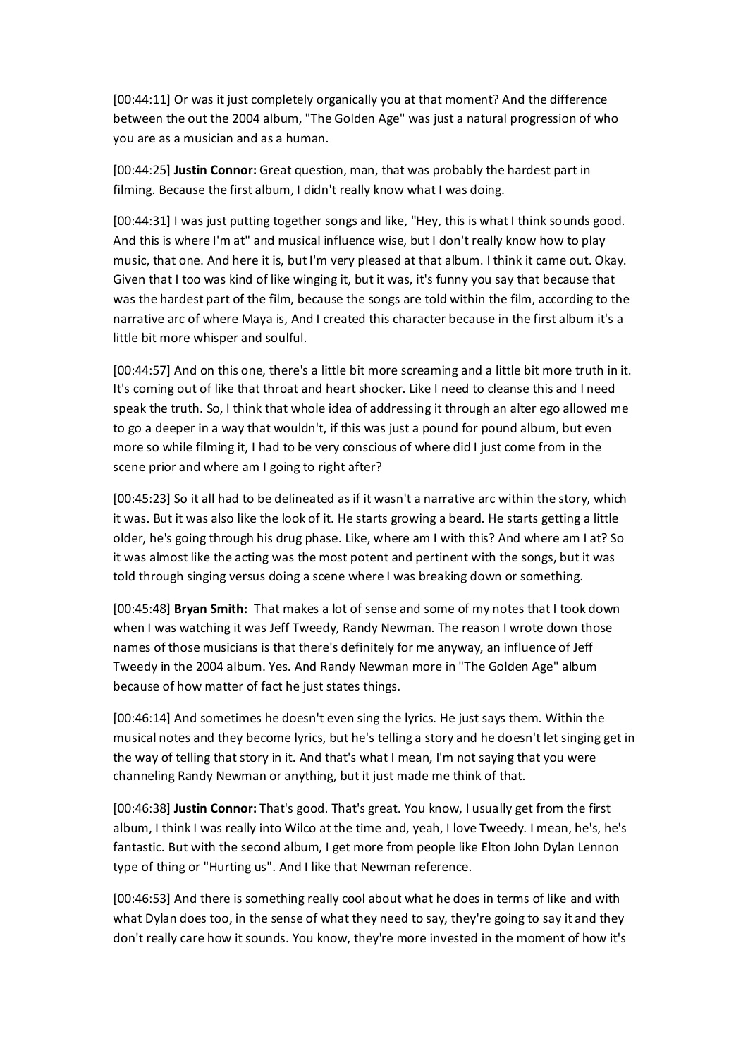[00:44:11] Or was it just completely organically you at that moment? And the difference between the out the 2004 album, "The Golden Age" was just a natural progression of who you are as a musician and as a human.

[00:44:25] **Justin Connor:** Great question, man, that was probably the hardest part in filming. Because the first album, I didn't really know what I was doing.

[00:44:31] I was just putting together songs and like, "Hey, this is what I think sounds good. And this is where I'm at" and musical influence wise, but I don't really know how to play music, that one. And here it is, but I'm very pleased at that album. I think it came out. Okay. Given that I too was kind of like winging it, but it was, it's funny you say that because that was the hardest part of the film, because the songs are told within the film, according to the narrative arc of where Maya is, And I created this character because in the first album it's a little bit more whisper and soulful.

[00:44:57] And on this one, there's a little bit more screaming and a little bit more truth in it. It's coming out of like that throat and heart shocker. Like I need to cleanse this and I need speak the truth. So, I think that whole idea of addressing it through an alter ego allowed me to go a deeper in a way that wouldn't, if this was just a pound for pound album, but even more so while filming it, I had to be very conscious of where did I just come from in the scene prior and where am I going to right after?

[00:45:23] So it all had to be delineated as if it wasn't a narrative arc within the story, which it was. But it was also like the look of it. He starts growing a beard. He starts getting a little older, he's going through his drug phase. Like, where am I with this? And where am I at? So it was almost like the acting was the most potent and pertinent with the songs, but it was told through singing versus doing a scene where I was breaking down or something.

[00:45:48] **Bryan Smith:** That makes a lot of sense and some of my notes that I took down when I was watching it was Jeff Tweedy, Randy Newman. The reason I wrote down those names of those musicians is that there's definitely for me anyway, an influence of Jeff Tweedy in the 2004 album. Yes. And Randy Newman more in "The Golden Age" album because of how matter of fact he just states things.

[00:46:14] And sometimes he doesn't even sing the lyrics. He just says them. Within the musical notes and they become lyrics, but he's telling a story and he doesn't let singing get in the way of telling that story in it. And that's what I mean, I'm not saying that you were channeling Randy Newman or anything, but it just made me think of that.

[00:46:38] **Justin Connor:** That's good. That's great. You know, I usually get from the first album, I think I was really into Wilco at the time and, yeah, I love Tweedy. I mean, he's, he's fantastic. But with the second album, I get more from people like Elton John Dylan Lennon type of thing or "Hurting us". And I like that Newman reference.

[00:46:53] And there is something really cool about what he does in terms of like and with what Dylan does too, in the sense of what they need to say, they're going to say it and they don't really care how it sounds. You know, they're more invested in the moment of how it's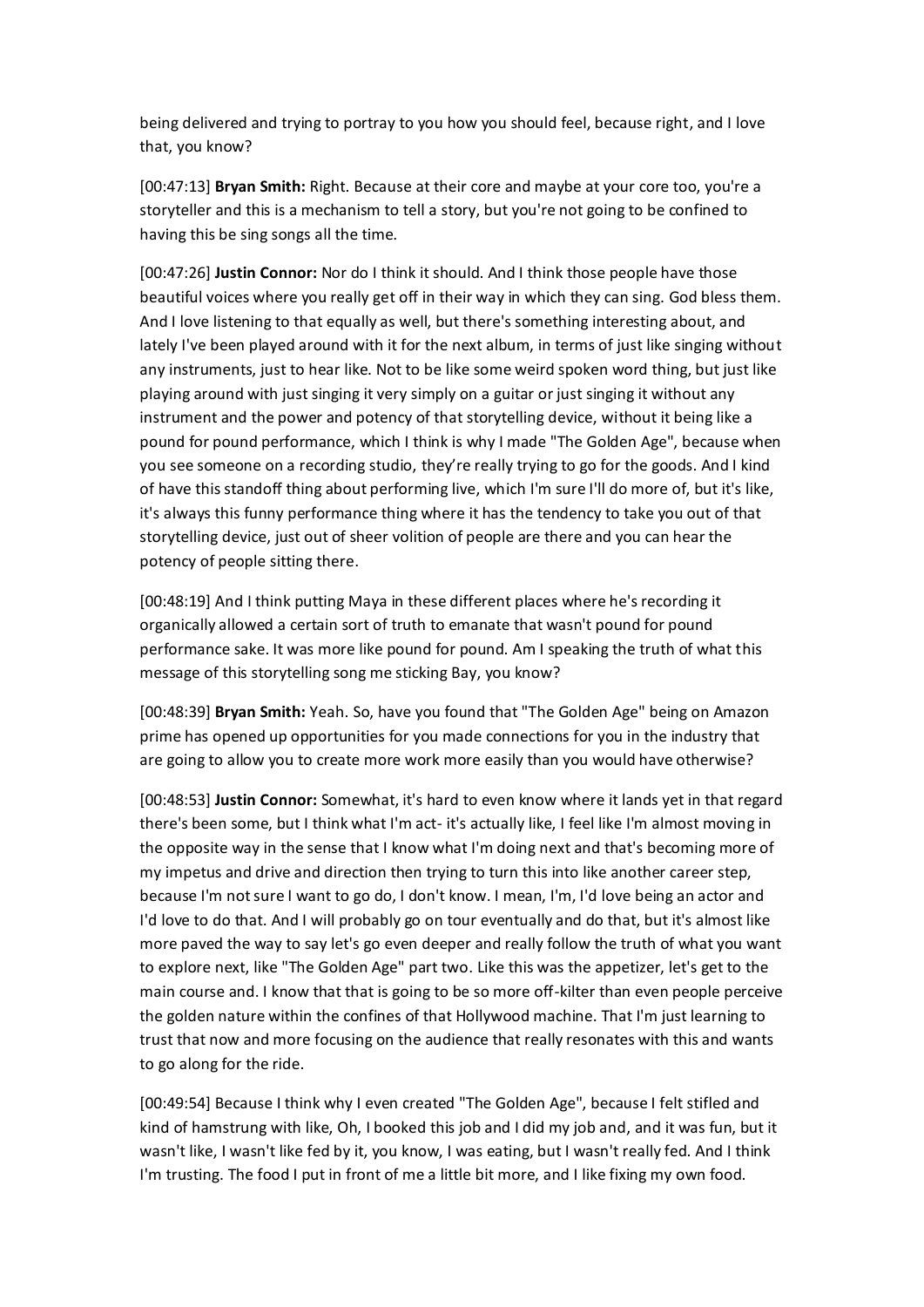being delivered and trying to portray to you how you should feel, because right, and I love that, you know?

[00:47:13] **Bryan Smith:** Right. Because at their core and maybe at your core too, you're a storyteller and this is a mechanism to tell a story, but you're not going to be confined to having this be sing songs all the time.

[00:47:26] **Justin Connor:** Nor do I think it should. And I think those people have those beautiful voices where you really get off in their way in which they can sing. God bless them. And I love listening to that equally as well, but there's something interesting about, and lately I've been played around with it for the next album, in terms of just like singing without any instruments, just to hear like. Not to be like some weird spoken word thing, but just like playing around with just singing it very simply on a guitar or just singing it without any instrument and the power and potency of that storytelling device, without it being like a pound for pound performance, which I think is why I made "The Golden Age", because when you see someone on a recording studio, they're really trying to go for the goods. And I kind of have this standoff thing about performing live, which I'm sure I'll do more of, but it's like, it's always this funny performance thing where it has the tendency to take you out of that storytelling device, just out of sheer volition of people are there and you can hear the potency of people sitting there.

[00:48:19] And I think putting Maya in these different places where he's recording it organically allowed a certain sort of truth to emanate that wasn't pound for pound performance sake. It was more like pound for pound. Am I speaking the truth of what this message of this storytelling song me sticking Bay, you know?

[00:48:39] **Bryan Smith:** Yeah. So, have you found that "The Golden Age" being on Amazon prime has opened up opportunities for you made connections for you in the industry that are going to allow you to create more work more easily than you would have otherwise?

[00:48:53] **Justin Connor:** Somewhat, it's hard to even know where it lands yet in that regard there's been some, but I think what I'm act- it's actually like, I feel like I'm almost moving in the opposite way in the sense that I know what I'm doing next and that's becoming more of my impetus and drive and direction then trying to turn this into like another career step, because I'm not sure I want to go do, I don't know. I mean, I'm, I'd love being an actor and I'd love to do that. And I will probably go on tour eventually and do that, but it's almost like more paved the way to say let's go even deeper and really follow the truth of what you want to explore next, like "The Golden Age" part two. Like this was the appetizer, let's get to the main course and. I know that that is going to be so more off-kilter than even people perceive the golden nature within the confines of that Hollywood machine. That I'm just learning to trust that now and more focusing on the audience that really resonates with this and wants to go along for the ride.

[00:49:54] Because I think why I even created "The Golden Age", because I felt stifled and kind of hamstrung with like, Oh, I booked this job and I did my job and, and it was fun, but it wasn't like, I wasn't like fed by it, you know, I was eating, but I wasn't really fed. And I think I'm trusting. The food I put in front of me a little bit more, and I like fixing my own food.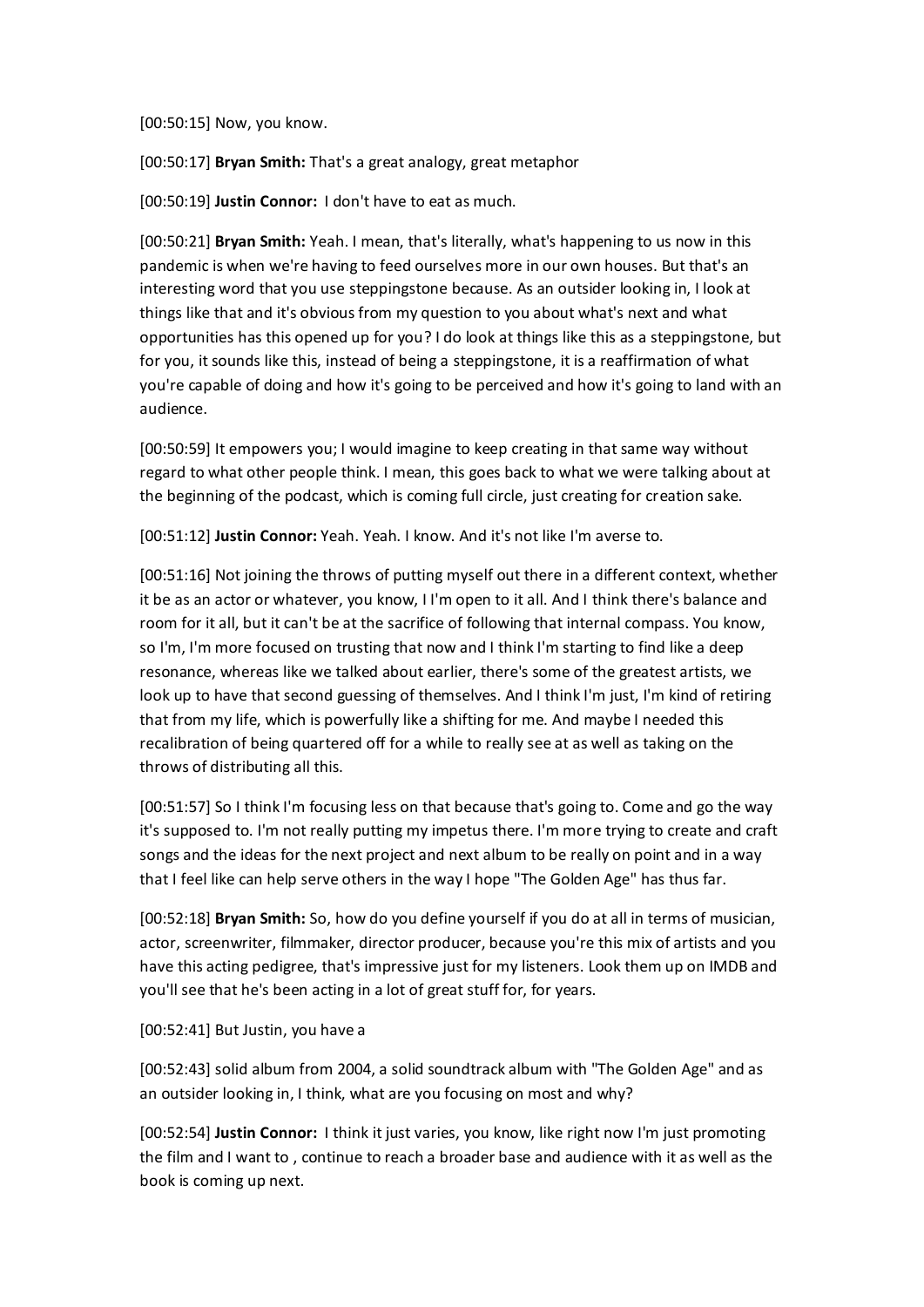[00:50:15] Now, you know.

[00:50:17] **Bryan Smith:** That's a great analogy, great metaphor

[00:50:19] **Justin Connor:** I don't have to eat as much.

[00:50:21] **Bryan Smith:** Yeah. I mean, that's literally, what's happening to us now in this pandemic is when we're having to feed ourselves more in our own houses. But that's an interesting word that you use steppingstone because. As an outsider looking in, I look at things like that and it's obvious from my question to you about what's next and what opportunities has this opened up for you? I do look at things like this as a steppingstone, but for you, it sounds like this, instead of being a steppingstone, it is a reaffirmation of what you're capable of doing and how it's going to be perceived and how it's going to land with an audience.

[00:50:59] It empowers you; I would imagine to keep creating in that same way without regard to what other people think. I mean, this goes back to what we were talking about at the beginning of the podcast, which is coming full circle, just creating for creation sake.

[00:51:12] **Justin Connor:** Yeah. Yeah. I know. And it's not like I'm averse to.

[00:51:16] Not joining the throws of putting myself out there in a different context, whether it be as an actor or whatever, you know, I I'm open to it all. And I think there's balance and room for it all, but it can't be at the sacrifice of following that internal compass. You know, so I'm, I'm more focused on trusting that now and I think I'm starting to find like a deep resonance, whereas like we talked about earlier, there's some of the greatest artists, we look up to have that second guessing of themselves. And I think I'm just, I'm kind of retiring that from my life, which is powerfully like a shifting for me. And maybe I needed this recalibration of being quartered off for a while to really see at as well as taking on the throws of distributing all this.

[00:51:57] So I think I'm focusing less on that because that's going to. Come and go the way it's supposed to. I'm not really putting my impetus there. I'm more trying to create and craft songs and the ideas for the next project and next album to be really on point and in a way that I feel like can help serve others in the way I hope "The Golden Age" has thus far.

[00:52:18] **Bryan Smith:** So, how do you define yourself if you do at all in terms of musician, actor, screenwriter, filmmaker, director producer, because you're this mix of artists and you have this acting pedigree, that's impressive just for my listeners. Look them up on IMDB and you'll see that he's been acting in a lot of great stuff for, for years.

[00:52:41] But Justin, you have a

[00:52:43] solid album from 2004, a solid soundtrack album with "The Golden Age" and as an outsider looking in, I think, what are you focusing on most and why?

[00:52:54] **Justin Connor:** I think it just varies, you know, like right now I'm just promoting the film and I want to , continue to reach a broader base and audience with it as well as the book is coming up next.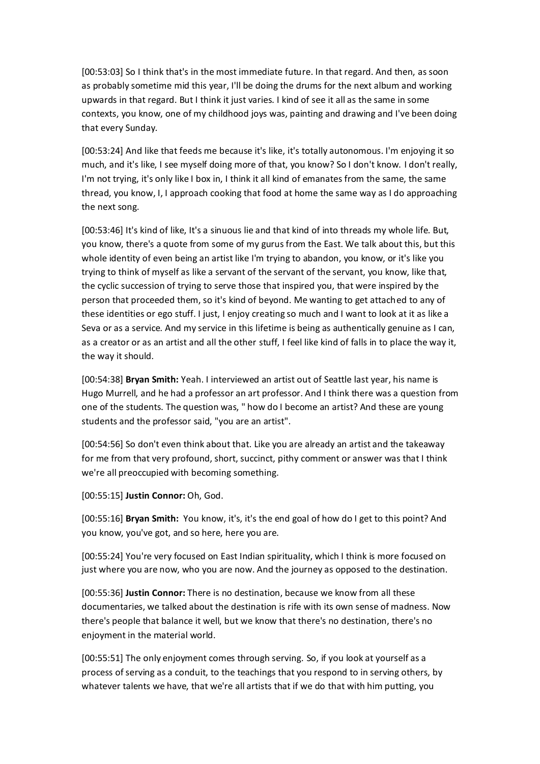[00:53:03] So I think that's in the most immediate future. In that regard. And then, as soon as probably sometime mid this year, I'll be doing the drums for the next album and working upwards in that regard. But I think it just varies. I kind of see it all as the same in some contexts, you know, one of my childhood joys was, painting and drawing and I've been doing that every Sunday.

[00:53:24] And like that feeds me because it's like, it's totally autonomous. I'm enjoying it so much, and it's like, I see myself doing more of that, you know? So I don't know. I don't really, I'm not trying, it's only like I box in, I think it all kind of emanates from the same, the same thread, you know, I, I approach cooking that food at home the same way as I do approaching the next song.

[00:53:46] It's kind of like, It's a sinuous lie and that kind of into threads my whole life. But, you know, there's a quote from some of my gurus from the East. We talk about this, but this whole identity of even being an artist like I'm trying to abandon, you know, or it's like you trying to think of myself as like a servant of the servant of the servant, you know, like that, the cyclic succession of trying to serve those that inspired you, that were inspired by the person that proceeded them, so it's kind of beyond. Me wanting to get attached to any of these identities or ego stuff. I just, I enjoy creating so much and I want to look at it as like a Seva or as a service. And my service in this lifetime is being as authentically genuine as I can, as a creator or as an artist and all the other stuff, I feel like kind of falls in to place the way it, the way it should.

[00:54:38] **Bryan Smith:** Yeah. I interviewed an artist out of Seattle last year, his name is Hugo Murrell, and he had a professor an art professor. And I think there was a question from one of the students. The question was, " how do I become an artist? And these are young students and the professor said, "you are an artist".

[00:54:56] So don't even think about that. Like you are already an artist and the takeaway for me from that very profound, short, succinct, pithy comment or answer was that I think we're all preoccupied with becoming something.

[00:55:15] **Justin Connor:** Oh, God.

[00:55:16] **Bryan Smith:** You know, it's, it's the end goal of how do I get to this point? And you know, you've got, and so here, here you are.

[00:55:24] You're very focused on East Indian spirituality, which I think is more focused on just where you are now, who you are now. And the journey as opposed to the destination.

[00:55:36] **Justin Connor:** There is no destination, because we know from all these documentaries, we talked about the destination is rife with its own sense of madness. Now there's people that balance it well, but we know that there's no destination, there's no enjoyment in the material world.

[00:55:51] The only enjoyment comes through serving. So, if you look at yourself as a process of serving as a conduit, to the teachings that you respond to in serving others, by whatever talents we have, that we're all artists that if we do that with him putting, you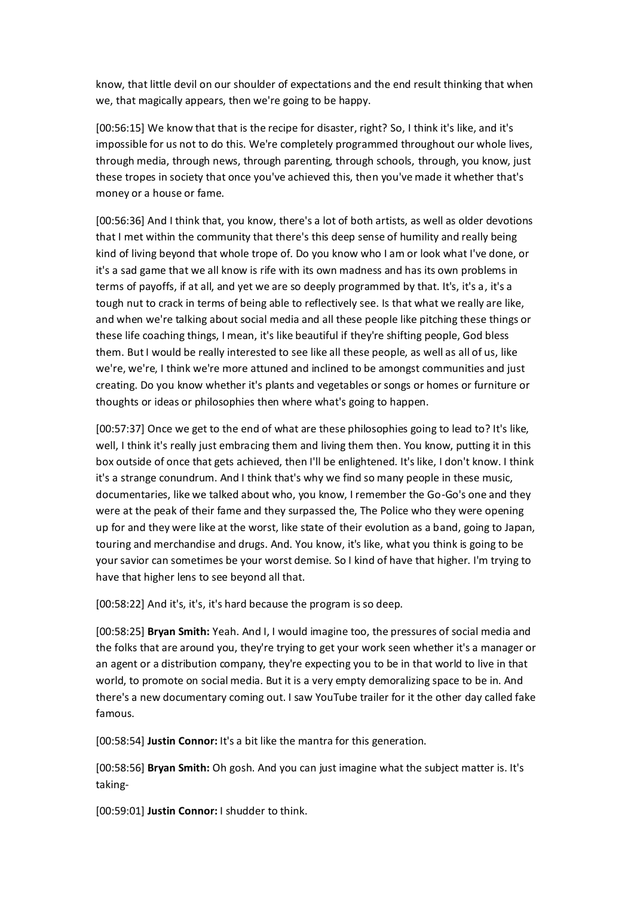know, that little devil on our shoulder of expectations and the end result thinking that when we, that magically appears, then we're going to be happy.

[00:56:15] We know that that is the recipe for disaster, right? So, I think it's like, and it's impossible for us not to do this. We're completely programmed throughout our whole lives, through media, through news, through parenting, through schools, through, you know, just these tropes in society that once you've achieved this, then you've made it whether that's money or a house or fame.

[00:56:36] And I think that, you know, there's a lot of both artists, as well as older devotions that I met within the community that there's this deep sense of humility and really being kind of living beyond that whole trope of. Do you know who I am or look what I've done, or it's a sad game that we all know is rife with its own madness and has its own problems in terms of payoffs, if at all, and yet we are so deeply programmed by that. It's, it's a, it's a tough nut to crack in terms of being able to reflectively see. Is that what we really are like, and when we're talking about social media and all these people like pitching these things or these life coaching things, I mean, it's like beautiful if they're shifting people, God bless them. But I would be really interested to see like all these people, as well as all of us, like we're, we're, I think we're more attuned and inclined to be amongst communities and just creating. Do you know whether it's plants and vegetables or songs or homes or furniture or thoughts or ideas or philosophies then where what's going to happen.

[00:57:37] Once we get to the end of what are these philosophies going to lead to? It's like, well, I think it's really just embracing them and living them then. You know, putting it in this box outside of once that gets achieved, then I'll be enlightened. It's like, I don't know. I think it's a strange conundrum. And I think that's why we find so many people in these music, documentaries, like we talked about who, you know, I remember the Go-Go's one and they were at the peak of their fame and they surpassed the, The Police who they were opening up for and they were like at the worst, like state of their evolution as a band, going to Japan, touring and merchandise and drugs. And. You know, it's like, what you think is going to be your savior can sometimes be your worst demise. So I kind of have that higher. I'm trying to have that higher lens to see beyond all that.

[00:58:22] And it's, it's, it's hard because the program is so deep.

[00:58:25] **Bryan Smith:** Yeah. And I, I would imagine too, the pressures of social media and the folks that are around you, they're trying to get your work seen whether it's a manager or an agent or a distribution company, they're expecting you to be in that world to live in that world, to promote on social media. But it is a very empty demoralizing space to be in. And there's a new documentary coming out. I saw YouTube trailer for it the other day called fake famous.

[00:58:54] **Justin Connor:** It's a bit like the mantra for this generation.

[00:58:56] **Bryan Smith:** Oh gosh. And you can just imagine what the subject matter is. It's taking-

[00:59:01] **Justin Connor:** I shudder to think.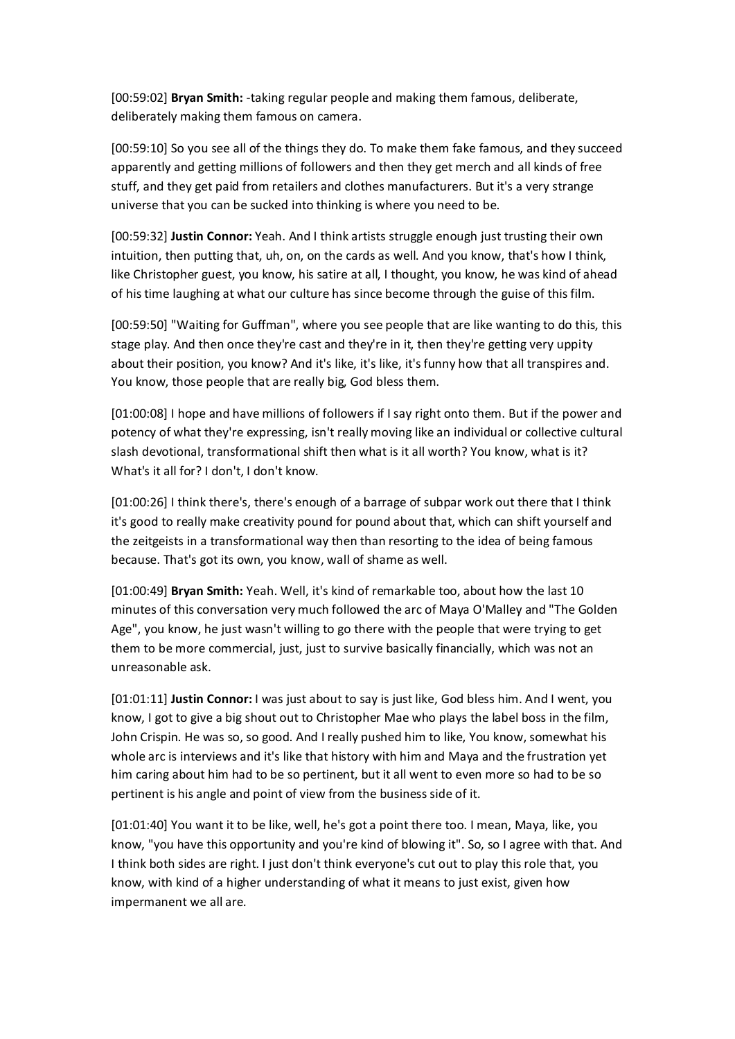[00:59:02] **Bryan Smith:** -taking regular people and making them famous, deliberate, deliberately making them famous on camera.

[00:59:10] So you see all of the things they do. To make them fake famous, and they succeed apparently and getting millions of followers and then they get merch and all kinds of free stuff, and they get paid from retailers and clothes manufacturers. But it's a very strange universe that you can be sucked into thinking is where you need to be.

[00:59:32] **Justin Connor:** Yeah. And I think artists struggle enough just trusting their own intuition, then putting that, uh, on, on the cards as well. And you know, that's how I think, like Christopher guest, you know, his satire at all, I thought, you know, he was kind of ahead of his time laughing at what our culture has since become through the guise of this film.

[00:59:50] "Waiting for Guffman", where you see people that are like wanting to do this, this stage play. And then once they're cast and they're in it, then they're getting very uppity about their position, you know? And it's like, it's like, it's funny how that all transpires and. You know, those people that are really big, God bless them.

[01:00:08] I hope and have millions of followers if I say right onto them. But if the power and potency of what they're expressing, isn't really moving like an individual or collective cultural slash devotional, transformational shift then what is it all worth? You know, what is it? What's it all for? I don't, I don't know.

[01:00:26] I think there's, there's enough of a barrage of subpar work out there that I think it's good to really make creativity pound for pound about that, which can shift yourself and the zeitgeists in a transformational way then than resorting to the idea of being famous because. That's got its own, you know, wall of shame as well.

[01:00:49] **Bryan Smith:** Yeah. Well, it's kind of remarkable too, about how the last 10 minutes of this conversation very much followed the arc of Maya O'Malley and "The Golden Age", you know, he just wasn't willing to go there with the people that were trying to get them to be more commercial, just, just to survive basically financially, which was not an unreasonable ask.

[01:01:11] **Justin Connor:** I was just about to say is just like, God bless him. And I went, you know, I got to give a big shout out to Christopher Mae who plays the label boss in the film, John Crispin. He was so, so good. And I really pushed him to like, You know, somewhat his whole arc is interviews and it's like that history with him and Maya and the frustration yet him caring about him had to be so pertinent, but it all went to even more so had to be so pertinent is his angle and point of view from the business side of it.

[01:01:40] You want it to be like, well, he's got a point there too. I mean, Maya, like, you know, "you have this opportunity and you're kind of blowing it". So, so I agree with that. And I think both sides are right. I just don't think everyone's cut out to play this role that, you know, with kind of a higher understanding of what it means to just exist, given how impermanent we all are.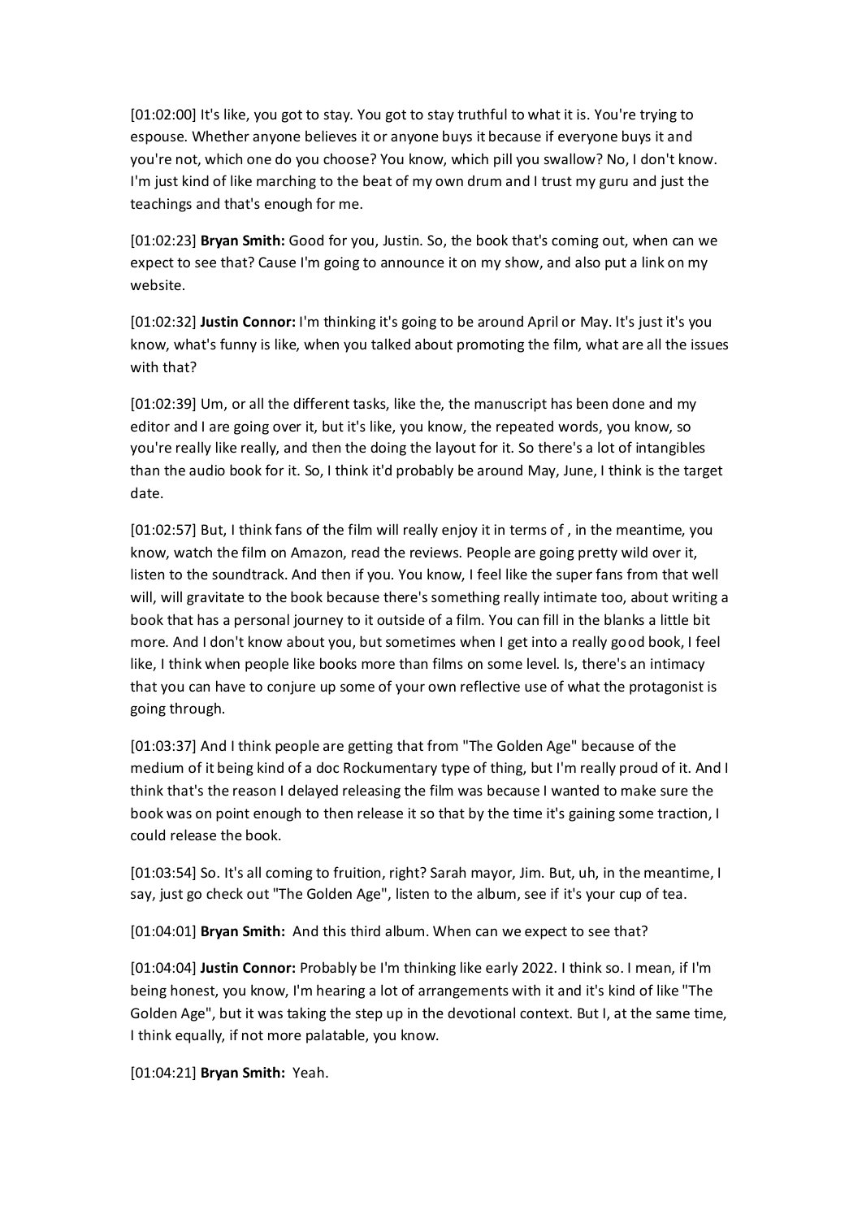[01:02:00] It's like, you got to stay. You got to stay truthful to what it is. You're trying to espouse. Whether anyone believes it or anyone buys it because if everyone buys it and you're not, which one do you choose? You know, which pill you swallow? No, I don't know. I'm just kind of like marching to the beat of my own drum and I trust my guru and just the teachings and that's enough for me.

[01:02:23] **Bryan Smith:** Good for you, Justin. So, the book that's coming out, when can we expect to see that? Cause I'm going to announce it on my show, and also put a link on my website.

[01:02:32] **Justin Connor:** I'm thinking it's going to be around April or May. It's just it's you know, what's funny is like, when you talked about promoting the film, what are all the issues with that?

[01:02:39] Um, or all the different tasks, like the, the manuscript has been done and my editor and I are going over it, but it's like, you know, the repeated words, you know, so you're really like really, and then the doing the layout for it. So there's a lot of intangibles than the audio book for it. So, I think it'd probably be around May, June, I think is the target date.

[01:02:57] But, I think fans of the film will really enjoy it in terms of , in the meantime, you know, watch the film on Amazon, read the reviews. People are going pretty wild over it, listen to the soundtrack. And then if you. You know, I feel like the super fans from that well will, will gravitate to the book because there's something really intimate too, about writing a book that has a personal journey to it outside of a film. You can fill in the blanks a little bit more. And I don't know about you, but sometimes when I get into a really good book, I feel like, I think when people like books more than films on some level. Is, there's an intimacy that you can have to conjure up some of your own reflective use of what the protagonist is going through.

[01:03:37] And I think people are getting that from "The Golden Age" because of the medium of it being kind of a doc Rockumentary type of thing, but I'm really proud of it. And I think that's the reason I delayed releasing the film was because I wanted to make sure the book was on point enough to then release it so that by the time it's gaining some traction, I could release the book.

[01:03:54] So. It's all coming to fruition, right? Sarah mayor, Jim. But, uh, in the meantime, I say, just go check out "The Golden Age", listen to the album, see if it's your cup of tea.

[01:04:01] **Bryan Smith:** And this third album. When can we expect to see that?

[01:04:04] **Justin Connor:** Probably be I'm thinking like early 2022. I think so. I mean, if I'm being honest, you know, I'm hearing a lot of arrangements with it and it's kind of like "The Golden Age", but it was taking the step up in the devotional context. But I, at the same time, I think equally, if not more palatable, you know.

[01:04:21] **Bryan Smith:** Yeah.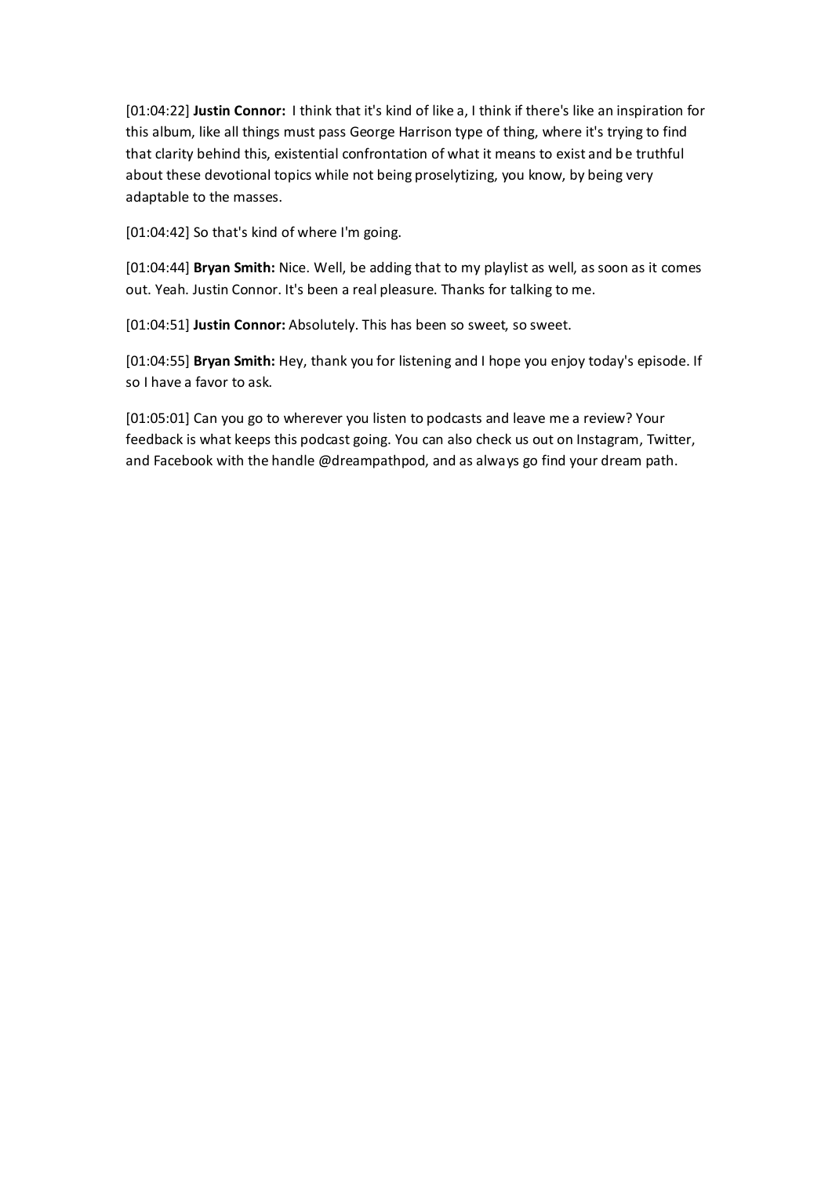[01:04:22] **Justin Connor:** I think that it's kind of like a, I think if there's like an inspiration for this album, like all things must pass George Harrison type of thing, where it's trying to find that clarity behind this, existential confrontation of what it means to exist and be truthful about these devotional topics while not being proselytizing, you know, by being very adaptable to the masses.

[01:04:42] So that's kind of where I'm going.

[01:04:44] **Bryan Smith:** Nice. Well, be adding that to my playlist as well, as soon as it comes out. Yeah. Justin Connor. It's been a real pleasure. Thanks for talking to me.

[01:04:51] **Justin Connor:** Absolutely. This has been so sweet, so sweet.

[01:04:55] **Bryan Smith:** Hey, thank you for listening and I hope you enjoy today's episode. If so I have a favor to ask.

[01:05:01] Can you go to wherever you listen to podcasts and leave me a review? Your feedback is what keeps this podcast going. You can also check us out on Instagram, Twitter, and Facebook with the handle @dreampathpod, and as always go find your dream path.